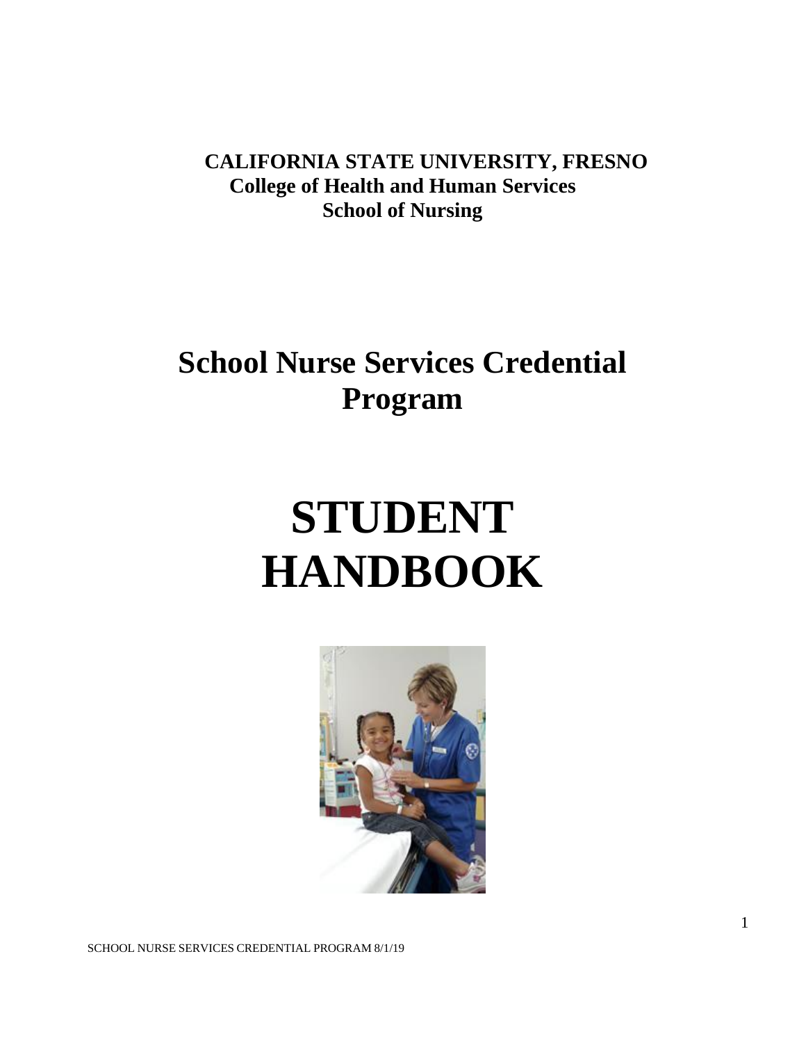**CALIFORNIA STATE UNIVERSITY, FRESNO**
**College of Health and Human Services**
**School of Nursing**

# School Nurse Services Credential Program

# STUDENT HANDBOOK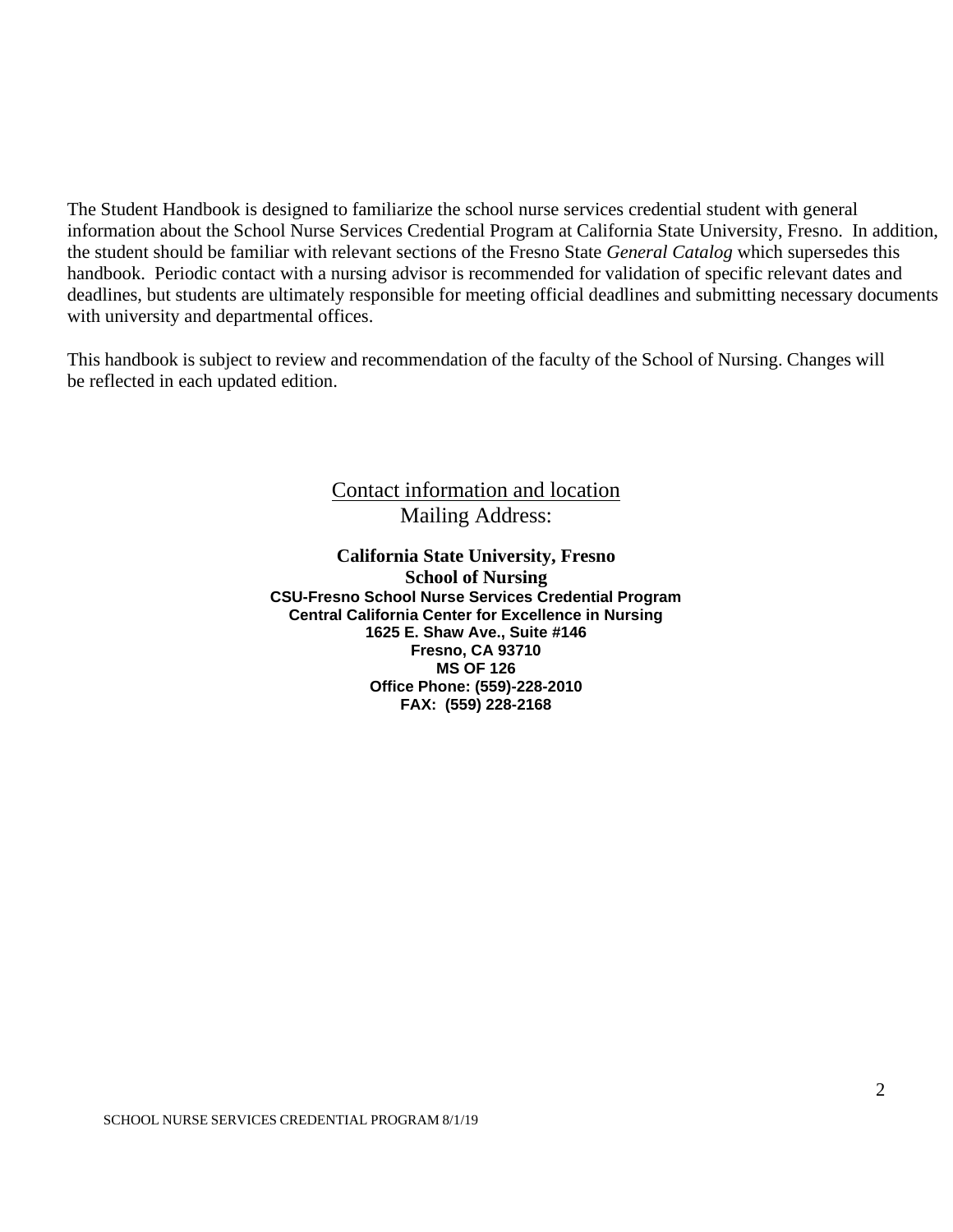The Student Handbook is designed to familiarize the school nurse services credential student with general information about the School Nurse Services Credential Program at California State University, Fresno. In addition, the student should be familiar with relevant sections of the Fresno State *General Catalog* which supersedes this handbook. Periodic contact with a nursing advisor is recommended for validation of specific relevant dates and deadlines, but students are ultimately responsible for meeting official deadlines and submitting necessary documents with university and departmental offices.

This handbook is subject to review and recommendation of the faculty of the School of Nursing. Changes will be reflected in each updated edition.

<u>Contact information and location</u>

Mailing Address:

**California State University, Fresno**
**School of Nursing**
**CSU-Fresno School Nurse Services Credential Program**
**Central California Center for Excellence in Nursing**
**1625 E. Shaw Ave., Suite #146**
**Fresno, CA 93710**
**MS OF 126**
**Office Phone: (559)-228-2010**
**FAX: (559) 228-2168**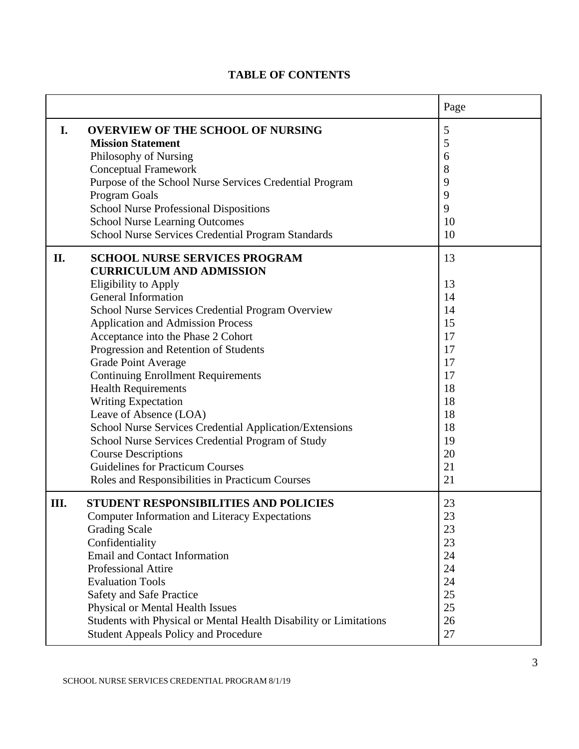# TABLE OF CONTENTS

| | | Page |
|---|---|---|
| **I.** | **OVERVIEW OF THE SCHOOL OF NURSING** | 5 |
| | **Mission Statement** | 5 |
| | Philosophy of Nursing | 6 |
| | Conceptual Framework | 8 |
| | Purpose of the School Nurse Services Credential Program | 9 |
| | Program Goals | 9 |
| | School Nurse Professional Dispositions | 9 |
| | School Nurse Learning Outcomes | 10 |
| | School Nurse Services Credential Program Standards | 10 |
| **II.** | **SCHOOL NURSE SERVICES PROGRAM CURRICULUM AND ADMISSION** | 13 |
| | Eligibility to Apply | 13 |
| | General Information | 14 |
| | School Nurse Services Credential Program Overview | 14 |
| | Application and Admission Process | 15 |
| | Acceptance into the Phase 2 Cohort | 17 |
| | Progression and Retention of Students | 17 |
| | Grade Point Average | 17 |
| | Continuing Enrollment Requirements | 17 |
| | Health Requirements | 18 |
| | Writing Expectation | 18 |
| | Leave of Absence (LOA) | 18 |
| | School Nurse Services Credential Application/Extensions | 18 |
| | School Nurse Services Credential Program of Study | 19 |
| | Course Descriptions | 20 |
| | Guidelines for Practicum Courses | 21 |
| | Roles and Responsibilities in Practicum Courses | 21 |
| **III.** | **STUDENT RESPONSIBILITIES AND POLICIES** | 23 |
| | Computer Information and Literacy Expectations | 23 |
| | Grading Scale | 23 |
| | Confidentiality | 23 |
| | Email and Contact Information | 24 |
| | Professional Attire | 24 |
| | Evaluation Tools | 24 |
| | Safety and Safe Practice | 25 |
| | Physical or Mental Health Issues | 25 |
| | Students with Physical or Mental Health Disability or Limitations | 26 |
| | Student Appeals Policy and Procedure | 27 |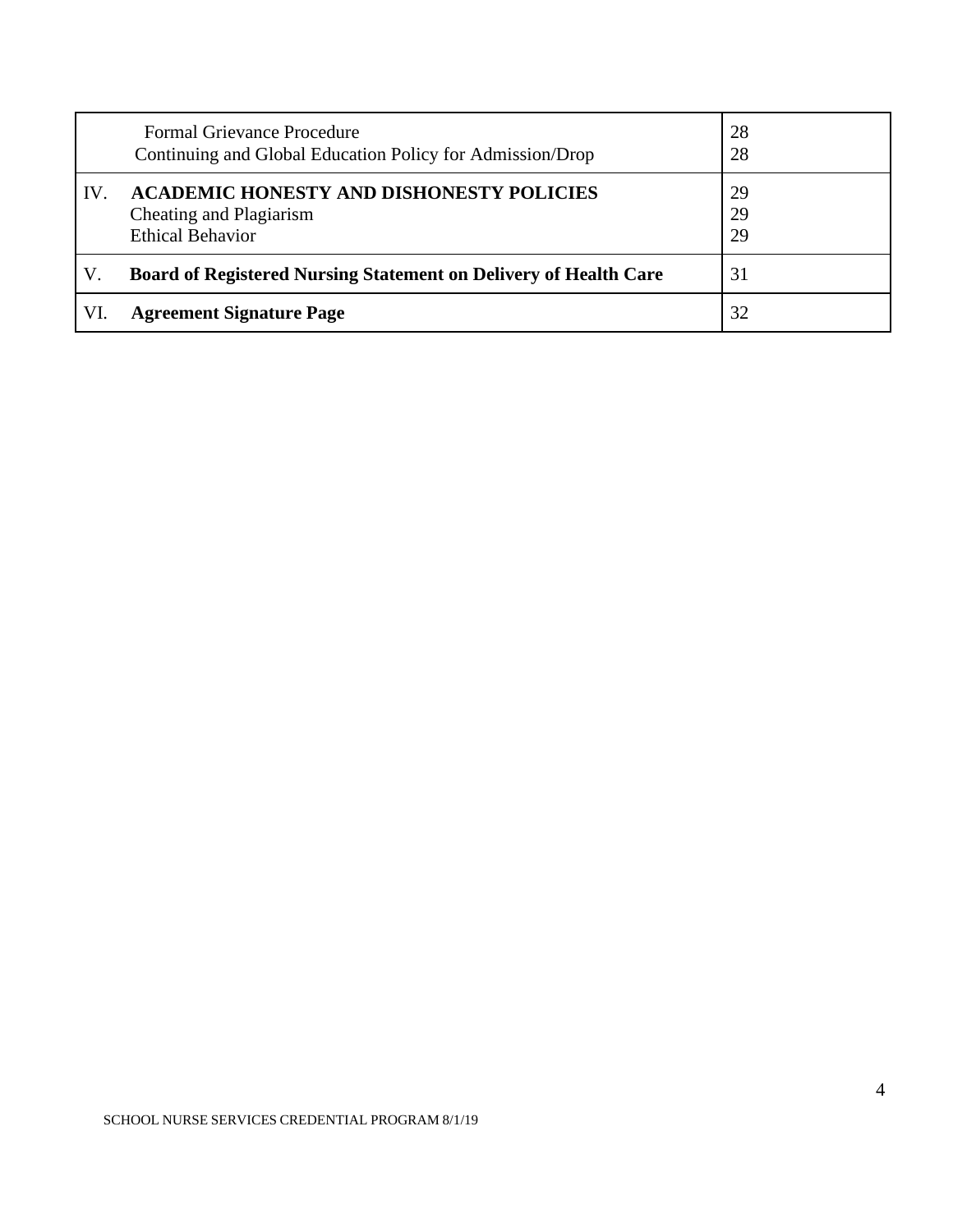| | | |
|---|---|---|
| | Formal Grievance Procedure<br>Continuing and Global Education Policy for Admission/Drop | 28<br>28 |
| IV. | **ACADEMIC HONESTY AND DISHONESTY POLICIES**<br>Cheating and Plagiarism<br>Ethical Behavior | 29<br>29<br>29 |
| V. | **Board of Registered Nursing Statement on Delivery of Health Care** | 31 |
| VI. | **Agreement Signature Page** | 32 |

SCHOOL NURSE SERVICES CREDENTIAL PROGRAM 8/1/19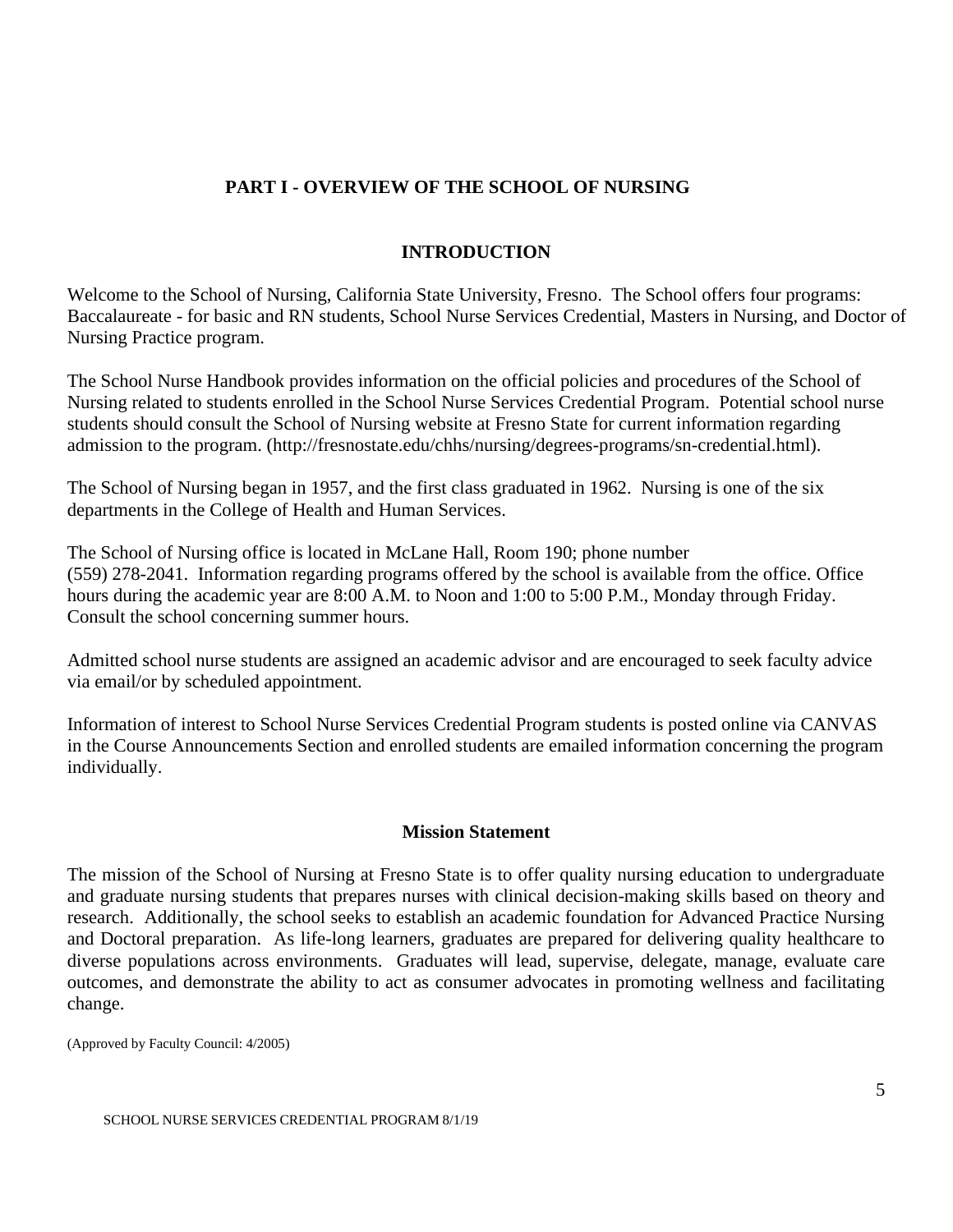# PART I - OVERVIEW OF THE SCHOOL OF NURSING

## INTRODUCTION

Welcome to the School of Nursing, California State University, Fresno. The School offers four programs: Baccalaureate - for basic and RN students, School Nurse Services Credential, Masters in Nursing, and Doctor of Nursing Practice program.

The School Nurse Handbook provides information on the official policies and procedures of the School of Nursing related to students enrolled in the School Nurse Services Credential Program. Potential school nurse students should consult the School of Nursing website at Fresno State for current information regarding admission to the program. (http://fresnostate.edu/chhs/nursing/degrees-programs/sn-credential.html).

The School of Nursing began in 1957, and the first class graduated in 1962. Nursing is one of the six departments in the College of Health and Human Services.

The School of Nursing office is located in McLane Hall, Room 190; phone number (559) 278-2041. Information regarding programs offered by the school is available from the office. Office hours during the academic year are 8:00 A.M. to Noon and 1:00 to 5:00 P.M., Monday through Friday. Consult the school concerning summer hours.

Admitted school nurse students are assigned an academic advisor and are encouraged to seek faculty advice via email/or by scheduled appointment.

Information of interest to School Nurse Services Credential Program students is posted online via CANVAS in the Course Announcements Section and enrolled students are emailed information concerning the program individually.

### Mission Statement

The mission of the School of Nursing at Fresno State is to offer quality nursing education to undergraduate and graduate nursing students that prepares nurses with clinical decision-making skills based on theory and research. Additionally, the school seeks to establish an academic foundation for Advanced Practice Nursing and Doctoral preparation. As life-long learners, graduates are prepared for delivering quality healthcare to diverse populations across environments. Graduates will lead, supervise, delegate, manage, evaluate care outcomes, and demonstrate the ability to act as consumer advocates in promoting wellness and facilitating change.

(Approved by Faculty Council: 4/2005)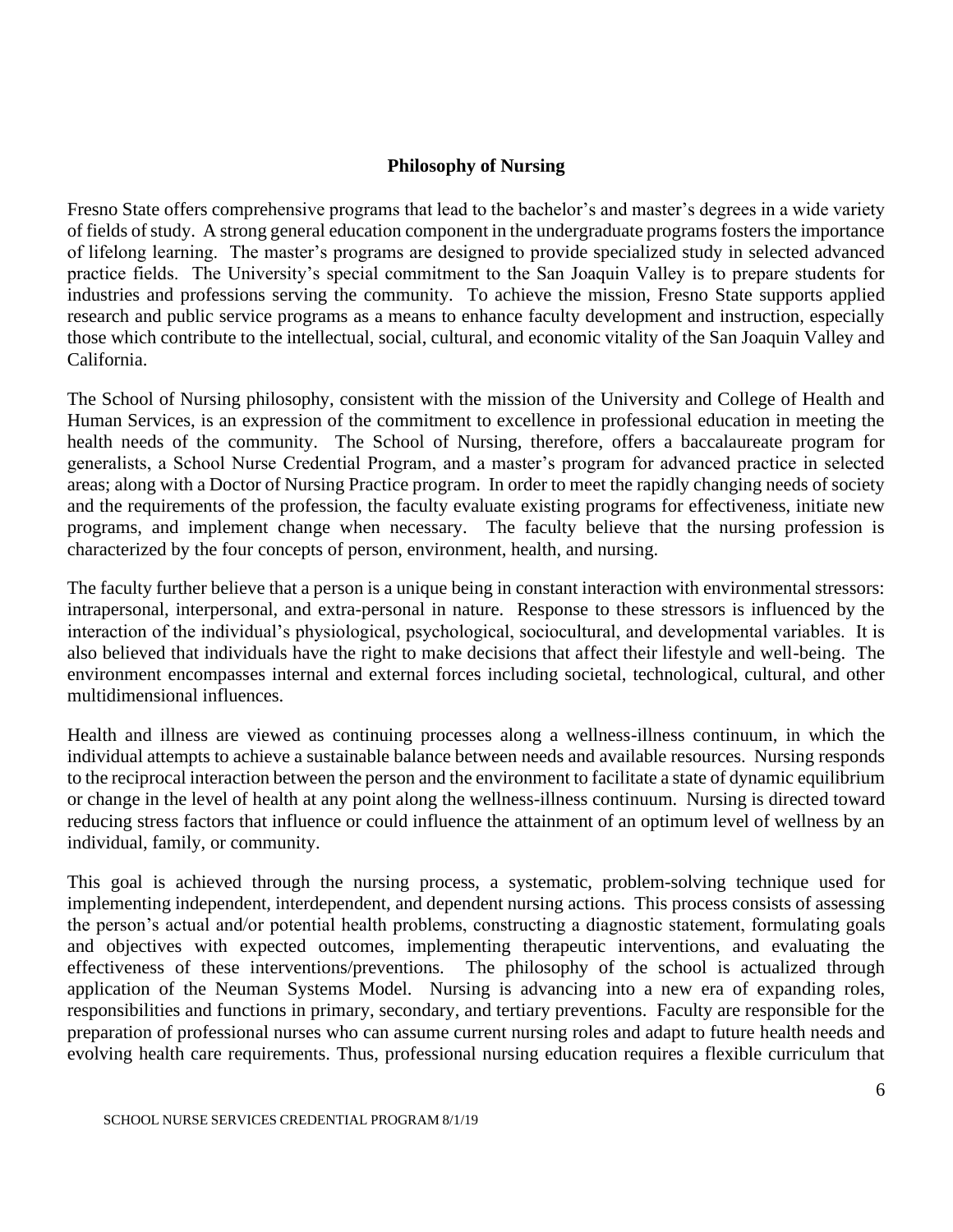## Philosophy of Nursing

Fresno State offers comprehensive programs that lead to the bachelor's and master's degrees in a wide variety of fields of study. A strong general education component in the undergraduate programs fosters the importance of lifelong learning. The master's programs are designed to provide specialized study in selected advanced practice fields. The University's special commitment to the San Joaquin Valley is to prepare students for industries and professions serving the community. To achieve the mission, Fresno State supports applied research and public service programs as a means to enhance faculty development and instruction, especially those which contribute to the intellectual, social, cultural, and economic vitality of the San Joaquin Valley and California.

The School of Nursing philosophy, consistent with the mission of the University and College of Health and Human Services, is an expression of the commitment to excellence in professional education in meeting the health needs of the community. The School of Nursing, therefore, offers a baccalaureate program for generalists, a School Nurse Credential Program, and a master's program for advanced practice in selected areas; along with a Doctor of Nursing Practice program. In order to meet the rapidly changing needs of society and the requirements of the profession, the faculty evaluate existing programs for effectiveness, initiate new programs, and implement change when necessary. The faculty believe that the nursing profession is characterized by the four concepts of person, environment, health, and nursing.

The faculty further believe that a person is a unique being in constant interaction with environmental stressors: intrapersonal, interpersonal, and extra-personal in nature. Response to these stressors is influenced by the interaction of the individual's physiological, psychological, sociocultural, and developmental variables. It is also believed that individuals have the right to make decisions that affect their lifestyle and well-being. The environment encompasses internal and external forces including societal, technological, cultural, and other multidimensional influences.

Health and illness are viewed as continuing processes along a wellness-illness continuum, in which the individual attempts to achieve a sustainable balance between needs and available resources. Nursing responds to the reciprocal interaction between the person and the environment to facilitate a state of dynamic equilibrium or change in the level of health at any point along the wellness-illness continuum. Nursing is directed toward reducing stress factors that influence or could influence the attainment of an optimum level of wellness by an individual, family, or community.

This goal is achieved through the nursing process, a systematic, problem-solving technique used for implementing independent, interdependent, and dependent nursing actions. This process consists of assessing the person's actual and/or potential health problems, constructing a diagnostic statement, formulating goals and objectives with expected outcomes, implementing therapeutic interventions, and evaluating the effectiveness of these interventions/preventions. The philosophy of the school is actualized through application of the Neuman Systems Model. Nursing is advancing into a new era of expanding roles, responsibilities and functions in primary, secondary, and tertiary preventions. Faculty are responsible for the preparation of professional nurses who can assume current nursing roles and adapt to future health needs and evolving health care requirements. Thus, professional nursing education requires a flexible curriculum that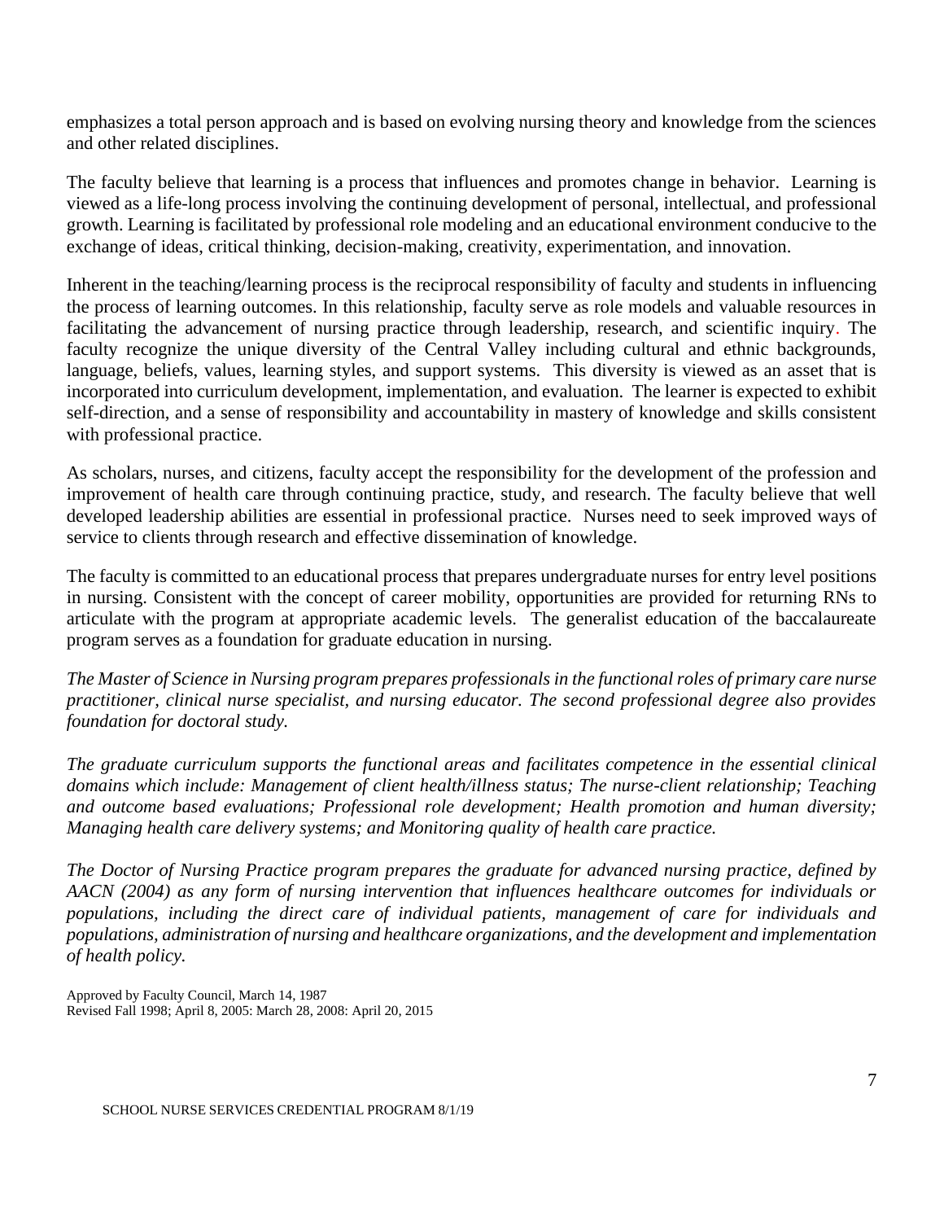emphasizes a total person approach and is based on evolving nursing theory and knowledge from the sciences and other related disciplines.

The faculty believe that learning is a process that influences and promotes change in behavior. Learning is viewed as a life-long process involving the continuing development of personal, intellectual, and professional growth. Learning is facilitated by professional role modeling and an educational environment conducive to the exchange of ideas, critical thinking, decision-making, creativity, experimentation, and innovation.

Inherent in the teaching/learning process is the reciprocal responsibility of faculty and students in influencing the process of learning outcomes. In this relationship, faculty serve as role models and valuable resources in facilitating the advancement of nursing practice through leadership, research, and scientific inquiry. The faculty recognize the unique diversity of the Central Valley including cultural and ethnic backgrounds, language, beliefs, values, learning styles, and support systems. This diversity is viewed as an asset that is incorporated into curriculum development, implementation, and evaluation. The learner is expected to exhibit self-direction, and a sense of responsibility and accountability in mastery of knowledge and skills consistent with professional practice.

As scholars, nurses, and citizens, faculty accept the responsibility for the development of the profession and improvement of health care through continuing practice, study, and research. The faculty believe that well developed leadership abilities are essential in professional practice. Nurses need to seek improved ways of service to clients through research and effective dissemination of knowledge.

The faculty is committed to an educational process that prepares undergraduate nurses for entry level positions in nursing. Consistent with the concept of career mobility, opportunities are provided for returning RNs to articulate with the program at appropriate academic levels. The generalist education of the baccalaureate program serves as a foundation for graduate education in nursing.

*The Master of Science in Nursing program prepares professionals in the functional roles of primary care nurse practitioner, clinical nurse specialist, and nursing educator. The second professional degree also provides foundation for doctoral study.*

*The graduate curriculum supports the functional areas and facilitates competence in the essential clinical domains which include: Management of client health/illness status; The nurse-client relationship; Teaching and outcome based evaluations; Professional role development; Health promotion and human diversity; Managing health care delivery systems; and Monitoring quality of health care practice.*

*The Doctor of Nursing Practice program prepares the graduate for advanced nursing practice, defined by AACN (2004) as any form of nursing intervention that influences healthcare outcomes for individuals or populations, including the direct care of individual patients, management of care for individuals and populations, administration of nursing and healthcare organizations, and the development and implementation of health policy.*

Approved by Faculty Council, March 14, 1987
Revised Fall 1998; April 8, 2005: March 28, 2008: April 20, 2015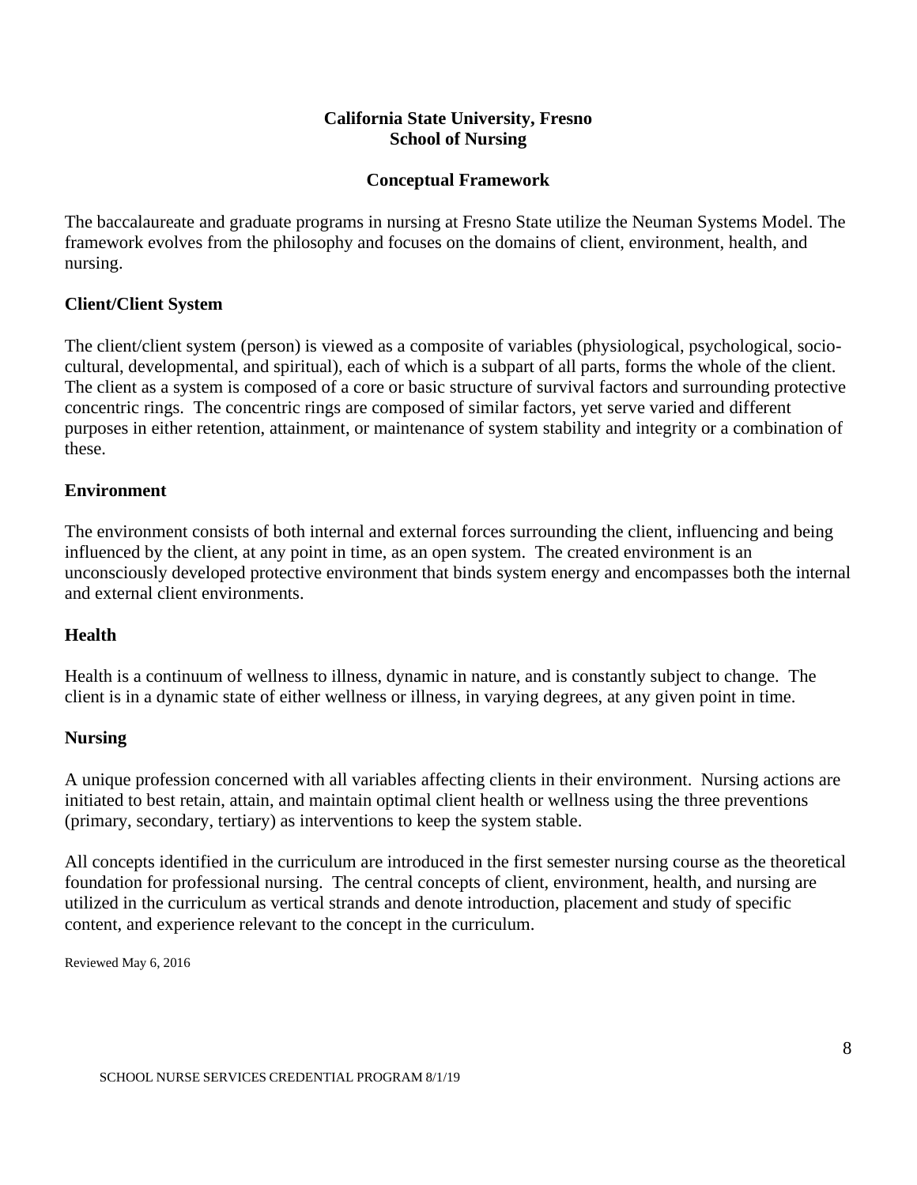**California State University, Fresno**
**School of Nursing**

## Conceptual Framework

The baccalaureate and graduate programs in nursing at Fresno State utilize the Neuman Systems Model. The framework evolves from the philosophy and focuses on the domains of client, environment, health, and nursing.

### Client/Client System

The client/client system (person) is viewed as a composite of variables (physiological, psychological, socio-cultural, developmental, and spiritual), each of which is a subpart of all parts, forms the whole of the client. The client as a system is composed of a core or basic structure of survival factors and surrounding protective concentric rings. The concentric rings are composed of similar factors, yet serve varied and different purposes in either retention, attainment, or maintenance of system stability and integrity or a combination of these.

### Environment

The environment consists of both internal and external forces surrounding the client, influencing and being influenced by the client, at any point in time, as an open system. The created environment is an unconsciously developed protective environment that binds system energy and encompasses both the internal and external client environments.

### Health

Health is a continuum of wellness to illness, dynamic in nature, and is constantly subject to change. The client is in a dynamic state of either wellness or illness, in varying degrees, at any given point in time.

### Nursing

A unique profession concerned with all variables affecting clients in their environment. Nursing actions are initiated to best retain, attain, and maintain optimal client health or wellness using the three preventions (primary, secondary, tertiary) as interventions to keep the system stable.

All concepts identified in the curriculum are introduced in the first semester nursing course as the theoretical foundation for professional nursing. The central concepts of client, environment, health, and nursing are utilized in the curriculum as vertical strands and denote introduction, placement and study of specific content, and experience relevant to the concept in the curriculum.

Reviewed May 6, 2016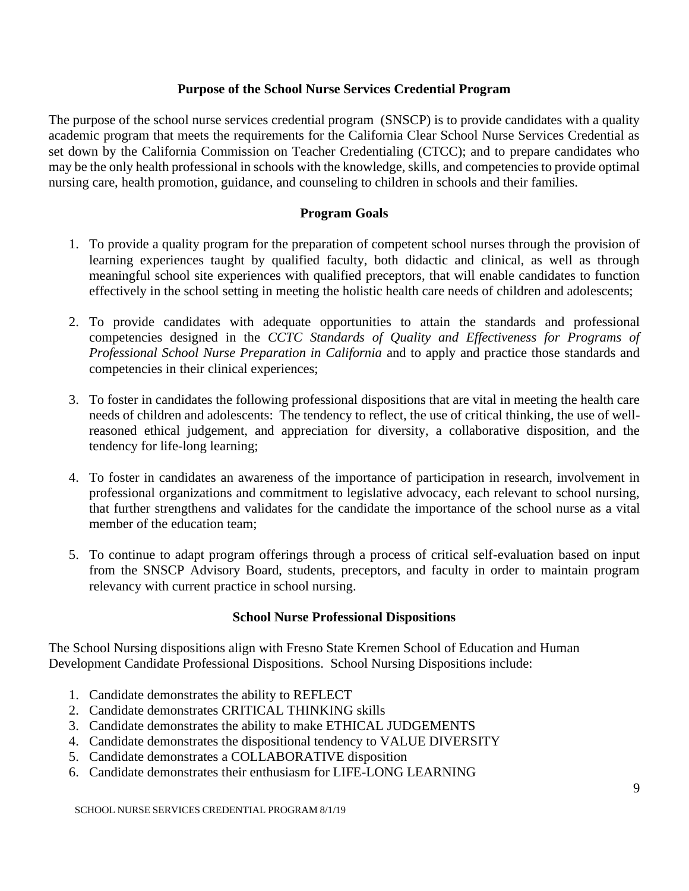## Purpose of the School Nurse Services Credential Program

The purpose of the school nurse services credential program (SNSCP) is to provide candidates with a quality academic program that meets the requirements for the California Clear School Nurse Services Credential as set down by the California Commission on Teacher Credentialing (CTCC); and to prepare candidates who may be the only health professional in schools with the knowledge, skills, and competencies to provide optimal nursing care, health promotion, guidance, and counseling to children in schools and their families.

## Program Goals

1. To provide a quality program for the preparation of competent school nurses through the provision of learning experiences taught by qualified faculty, both didactic and clinical, as well as through meaningful school site experiences with qualified preceptors, that will enable candidates to function effectively in the school setting in meeting the holistic health care needs of children and adolescents;

2. To provide candidates with adequate opportunities to attain the standards and professional competencies designed in the *CCTC Standards of Quality and Effectiveness for Programs of Professional School Nurse Preparation in California* and to apply and practice those standards and competencies in their clinical experiences;

3. To foster in candidates the following professional dispositions that are vital in meeting the health care needs of children and adolescents: The tendency to reflect, the use of critical thinking, the use of well-reasoned ethical judgement, and appreciation for diversity, a collaborative disposition, and the tendency for life-long learning;

4. To foster in candidates an awareness of the importance of participation in research, involvement in professional organizations and commitment to legislative advocacy, each relevant to school nursing, that further strengthens and validates for the candidate the importance of the school nurse as a vital member of the education team;

5. To continue to adapt program offerings through a process of critical self-evaluation based on input from the SNSCP Advisory Board, students, preceptors, and faculty in order to maintain program relevancy with current practice in school nursing.

## School Nurse Professional Dispositions

The School Nursing dispositions align with Fresno State Kremen School of Education and Human Development Candidate Professional Dispositions. School Nursing Dispositions include:

1. Candidate demonstrates the ability to REFLECT
2. Candidate demonstrates CRITICAL THINKING skills
3. Candidate demonstrates the ability to make ETHICAL JUDGEMENTS
4. Candidate demonstrates the dispositional tendency to VALUE DIVERSITY
5. Candidate demonstrates a COLLABORATIVE disposition
6. Candidate demonstrates their enthusiasm for LIFE-LONG LEARNING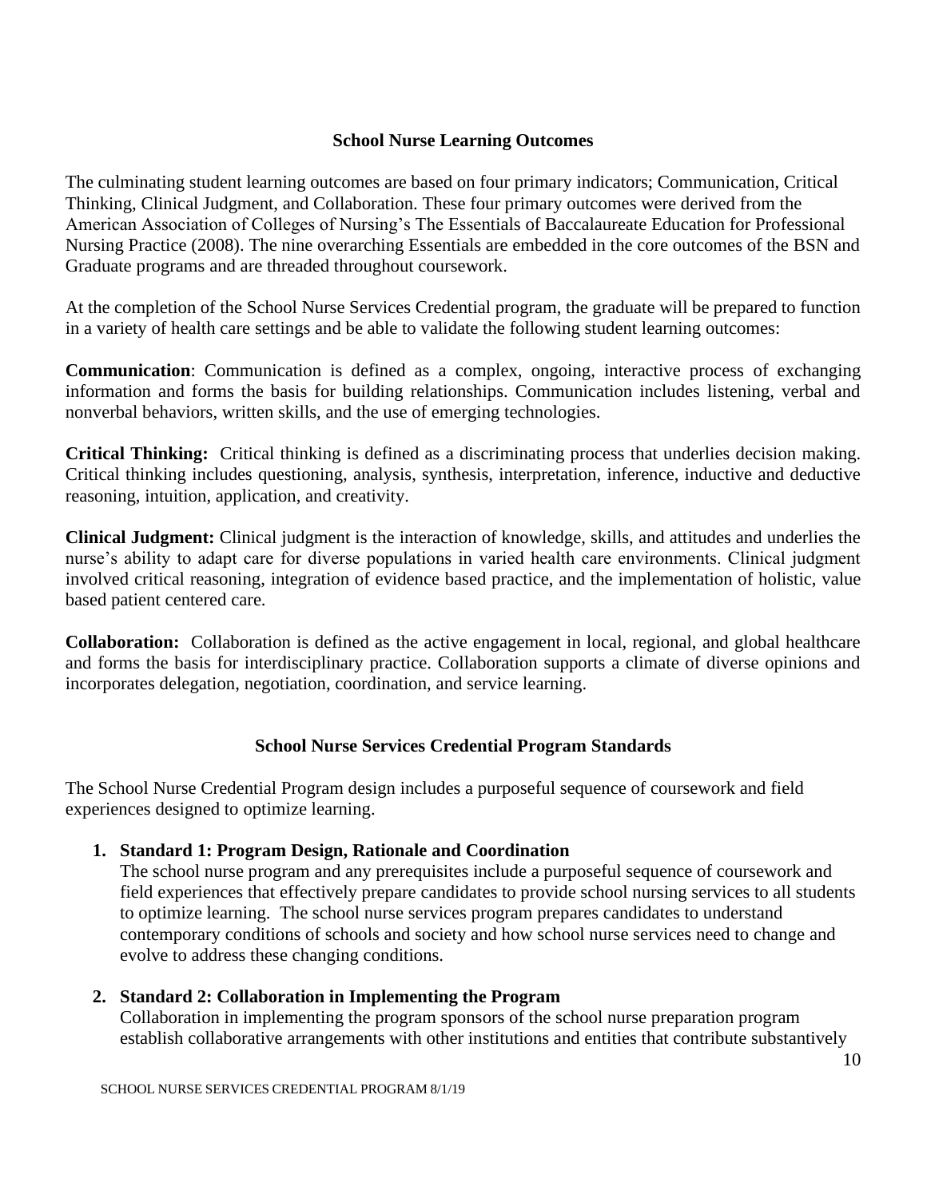## School Nurse Learning Outcomes

The culminating student learning outcomes are based on four primary indicators; Communication, Critical Thinking, Clinical Judgment, and Collaboration. These four primary outcomes were derived from the American Association of Colleges of Nursing's The Essentials of Baccalaureate Education for Professional Nursing Practice (2008). The nine overarching Essentials are embedded in the core outcomes of the BSN and Graduate programs and are threaded throughout coursework.

At the completion of the School Nurse Services Credential program, the graduate will be prepared to function in a variety of health care settings and be able to validate the following student learning outcomes:

**Communication**: Communication is defined as a complex, ongoing, interactive process of exchanging information and forms the basis for building relationships. Communication includes listening, verbal and nonverbal behaviors, written skills, and the use of emerging technologies.

**Critical Thinking:** Critical thinking is defined as a discriminating process that underlies decision making. Critical thinking includes questioning, analysis, synthesis, interpretation, inference, inductive and deductive reasoning, intuition, application, and creativity.

**Clinical Judgment:** Clinical judgment is the interaction of knowledge, skills, and attitudes and underlies the nurse's ability to adapt care for diverse populations in varied health care environments. Clinical judgment involved critical reasoning, integration of evidence based practice, and the implementation of holistic, value based patient centered care.

**Collaboration:** Collaboration is defined as the active engagement in local, regional, and global healthcare and forms the basis for interdisciplinary practice. Collaboration supports a climate of diverse opinions and incorporates delegation, negotiation, coordination, and service learning.

## School Nurse Services Credential Program Standards

The School Nurse Credential Program design includes a purposeful sequence of coursework and field experiences designed to optimize learning.

1. **Standard 1: Program Design, Rationale and Coordination**
   The school nurse program and any prerequisites include a purposeful sequence of coursework and field experiences that effectively prepare candidates to provide school nursing services to all students to optimize learning. The school nurse services program prepares candidates to understand contemporary conditions of schools and society and how school nurse services need to change and evolve to address these changing conditions.

2. **Standard 2: Collaboration in Implementing the Program**
   Collaboration in implementing the program sponsors of the school nurse preparation program establish collaborative arrangements with other institutions and entities that contribute substantively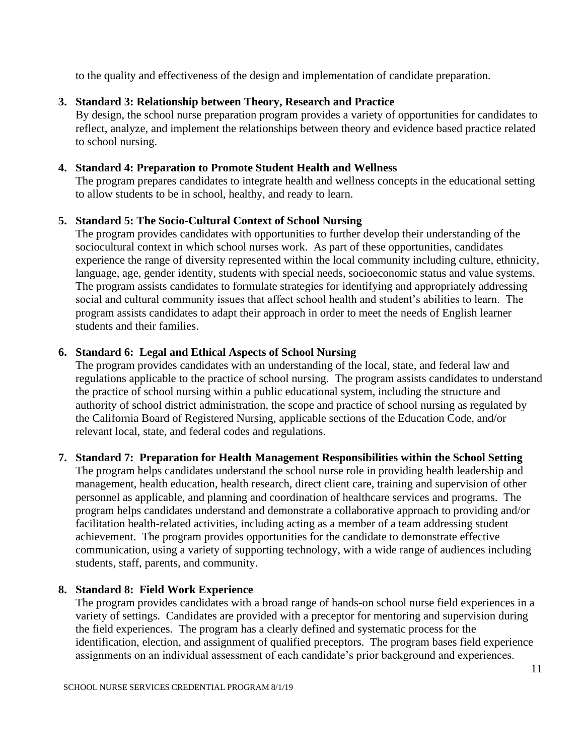to the quality and effectiveness of the design and implementation of candidate preparation.

3. **Standard 3: Relationship between Theory, Research and Practice**
   By design, the school nurse preparation program provides a variety of opportunities for candidates to reflect, analyze, and implement the relationships between theory and evidence based practice related to school nursing.

4. **Standard 4: Preparation to Promote Student Health and Wellness**
   The program prepares candidates to integrate health and wellness concepts in the educational setting to allow students to be in school, healthy, and ready to learn.

5. **Standard 5: The Socio-Cultural Context of School Nursing**
   The program provides candidates with opportunities to further develop their understanding of the sociocultural context in which school nurses work. As part of these opportunities, candidates experience the range of diversity represented within the local community including culture, ethnicity, language, age, gender identity, students with special needs, socioeconomic status and value systems. The program assists candidates to formulate strategies for identifying and appropriately addressing social and cultural community issues that affect school health and student's abilities to learn. The program assists candidates to adapt their approach in order to meet the needs of English learner students and their families.

6. **Standard 6: Legal and Ethical Aspects of School Nursing**
   The program provides candidates with an understanding of the local, state, and federal law and regulations applicable to the practice of school nursing. The program assists candidates to understand the practice of school nursing within a public educational system, including the structure and authority of school district administration, the scope and practice of school nursing as regulated by the California Board of Registered Nursing, applicable sections of the Education Code, and/or relevant local, state, and federal codes and regulations.

7. **Standard 7: Preparation for Health Management Responsibilities within the School Setting**
   The program helps candidates understand the school nurse role in providing health leadership and management, health education, health research, direct client care, training and supervision of other personnel as applicable, and planning and coordination of healthcare services and programs. The program helps candidates understand and demonstrate a collaborative approach to providing and/or facilitation health-related activities, including acting as a member of a team addressing student achievement. The program provides opportunities for the candidate to demonstrate effective communication, using a variety of supporting technology, with a wide range of audiences including students, staff, parents, and community.

8. **Standard 8: Field Work Experience**
   The program provides candidates with a broad range of hands-on school nurse field experiences in a variety of settings. Candidates are provided with a preceptor for mentoring and supervision during the field experiences. The program has a clearly defined and systematic process for the identification, election, and assignment of qualified preceptors. The program bases field experience assignments on an individual assessment of each candidate's prior background and experiences.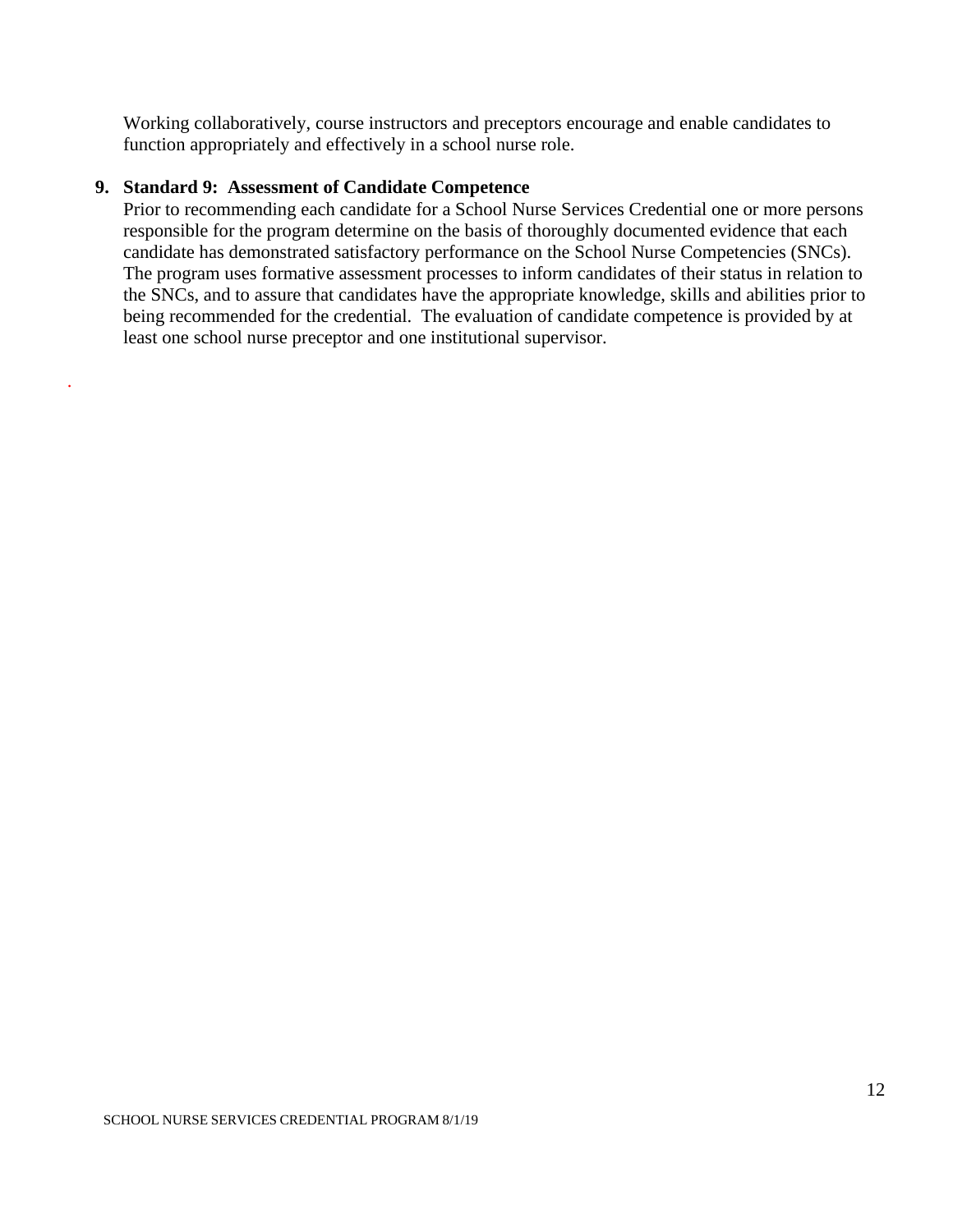Working collaboratively, course instructors and preceptors encourage and enable candidates to function appropriately and effectively in a school nurse role.

9. **Standard 9: Assessment of Candidate Competence**

   Prior to recommending each candidate for a School Nurse Services Credential one or more persons responsible for the program determine on the basis of thoroughly documented evidence that each candidate has demonstrated satisfactory performance on the School Nurse Competencies (SNCs). The program uses formative assessment processes to inform candidates of their status in relation to the SNCs, and to assure that candidates have the appropriate knowledge, skills and abilities prior to being recommended for the credential. The evaluation of candidate competence is provided by at least one school nurse preceptor and one institutional supervisor.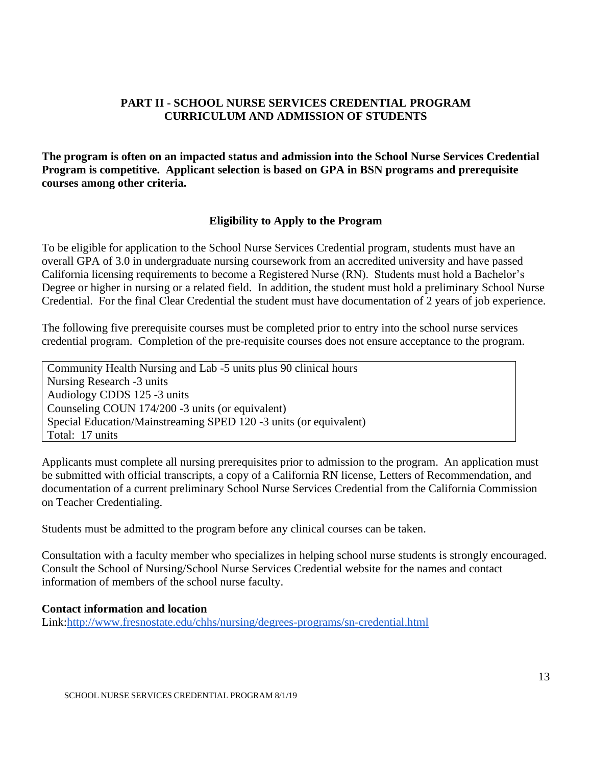## PART II - SCHOOL NURSE SERVICES CREDENTIAL PROGRAM CURRICULUM AND ADMISSION OF STUDENTS

**The program is often on an impacted status and admission into the School Nurse Services Credential Program is competitive. Applicant selection is based on GPA in BSN programs and prerequisite courses among other criteria.**

### Eligibility to Apply to the Program

To be eligible for application to the School Nurse Services Credential program, students must have an overall GPA of 3.0 in undergraduate nursing coursework from an accredited university and have passed California licensing requirements to become a Registered Nurse (RN). Students must hold a Bachelor's Degree or higher in nursing or a related field. In addition, the student must hold a preliminary School Nurse Credential. For the final Clear Credential the student must have documentation of 2 years of job experience.

The following five prerequisite courses must be completed prior to entry into the school nurse services credential program. Completion of the pre-requisite courses does not ensure acceptance to the program.

| |
|---|
| Community Health Nursing and Lab -5 units plus 90 clinical hours |
| Nursing Research -3 units |
| Audiology CDDS 125 -3 units |
| Counseling COUN 174/200 -3 units (or equivalent) |
| Special Education/Mainstreaming SPED 120 -3 units (or equivalent) |
| Total: 17 units |

Applicants must complete all nursing prerequisites prior to admission to the program. An application must be submitted with official transcripts, a copy of a California RN license, Letters of Recommendation, and documentation of a current preliminary School Nurse Services Credential from the California Commission on Teacher Credentialing.

Students must be admitted to the program before any clinical courses can be taken.

Consultation with a faculty member who specializes in helping school nurse students is strongly encouraged. Consult the School of Nursing/School Nurse Services Credential website for the names and contact information of members of the school nurse faculty.

**Contact information and location**

Link:http://www.fresnostate.edu/chhs/nursing/degrees-programs/sn-credential.html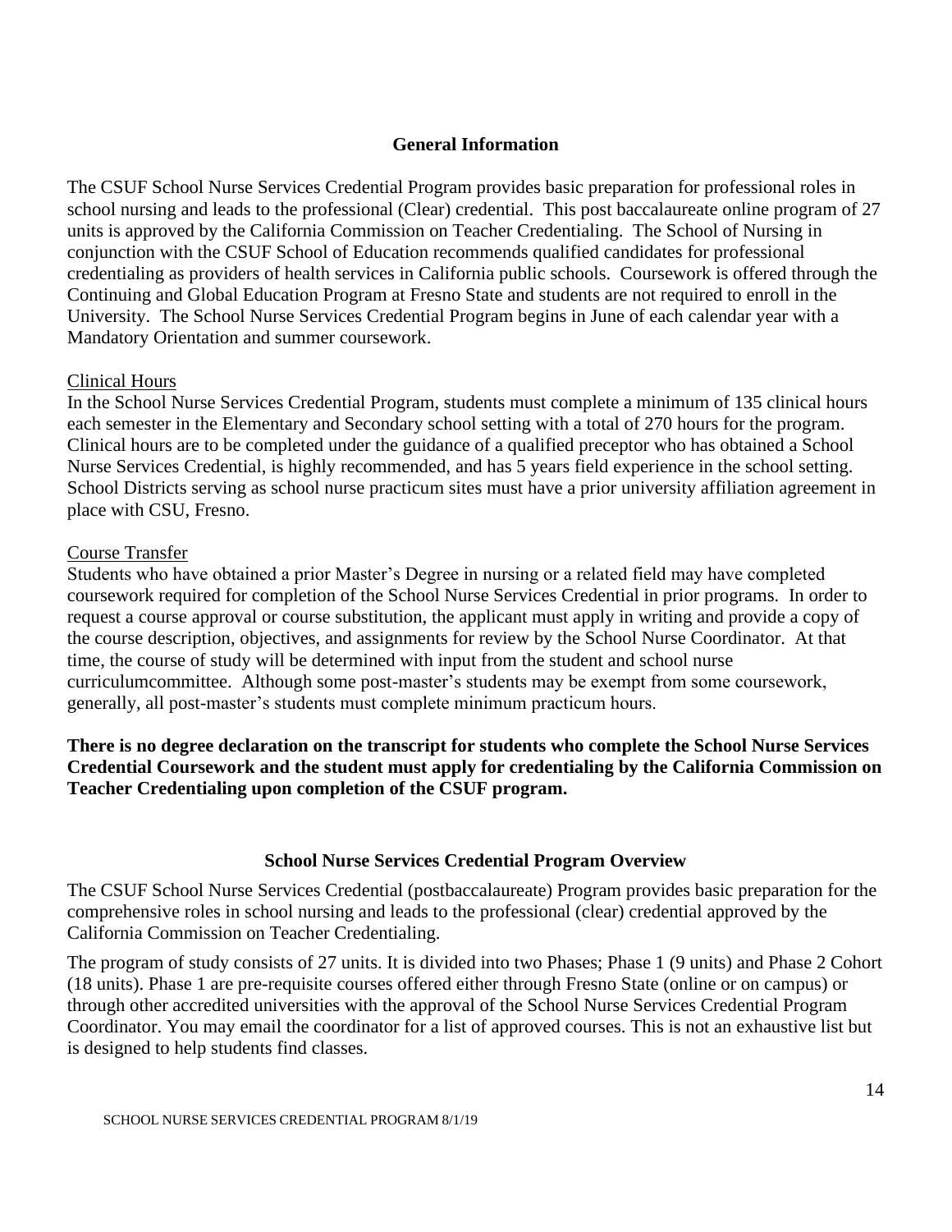## General Information

The CSUF School Nurse Services Credential Program provides basic preparation for professional roles in school nursing and leads to the professional (Clear) credential. This post baccalaureate online program of 27 units is approved by the California Commission on Teacher Credentialing. The School of Nursing in conjunction with the CSUF School of Education recommends qualified candidates for professional credentialing as providers of health services in California public schools. Coursework is offered through the Continuing and Global Education Program at Fresno State and students are not required to enroll in the University. The School Nurse Services Credential Program begins in June of each calendar year with a Mandatory Orientation and summer coursework.

### Clinical Hours

In the School Nurse Services Credential Program, students must complete a minimum of 135 clinical hours each semester in the Elementary and Secondary school setting with a total of 270 hours for the program. Clinical hours are to be completed under the guidance of a qualified preceptor who has obtained a School Nurse Services Credential, is highly recommended, and has 5 years field experience in the school setting. School Districts serving as school nurse practicum sites must have a prior university affiliation agreement in place with CSU, Fresno.

### Course Transfer

Students who have obtained a prior Master's Degree in nursing or a related field may have completed coursework required for completion of the School Nurse Services Credential in prior programs. In order to request a course approval or course substitution, the applicant must apply in writing and provide a copy of the course description, objectives, and assignments for review by the School Nurse Coordinator. At that time, the course of study will be determined with input from the student and school nurse curriculumcommittee. Although some post-master's students may be exempt from some coursework, generally, all post-master's students must complete minimum practicum hours.

**There is no degree declaration on the transcript for students who complete the School Nurse Services Credential Coursework and the student must apply for credentialing by the California Commission on Teacher Credentialing upon completion of the CSUF program.**

## School Nurse Services Credential Program Overview

The CSUF School Nurse Services Credential (postbaccalaureate) Program provides basic preparation for the comprehensive roles in school nursing and leads to the professional (clear) credential approved by the California Commission on Teacher Credentialing.

The program of study consists of 27 units. It is divided into two Phases; Phase 1 (9 units) and Phase 2 Cohort (18 units). Phase 1 are pre-requisite courses offered either through Fresno State (online or on campus) or through other accredited universities with the approval of the School Nurse Services Credential Program Coordinator. You may email the coordinator for a list of approved courses. This is not an exhaustive list but is designed to help students find classes.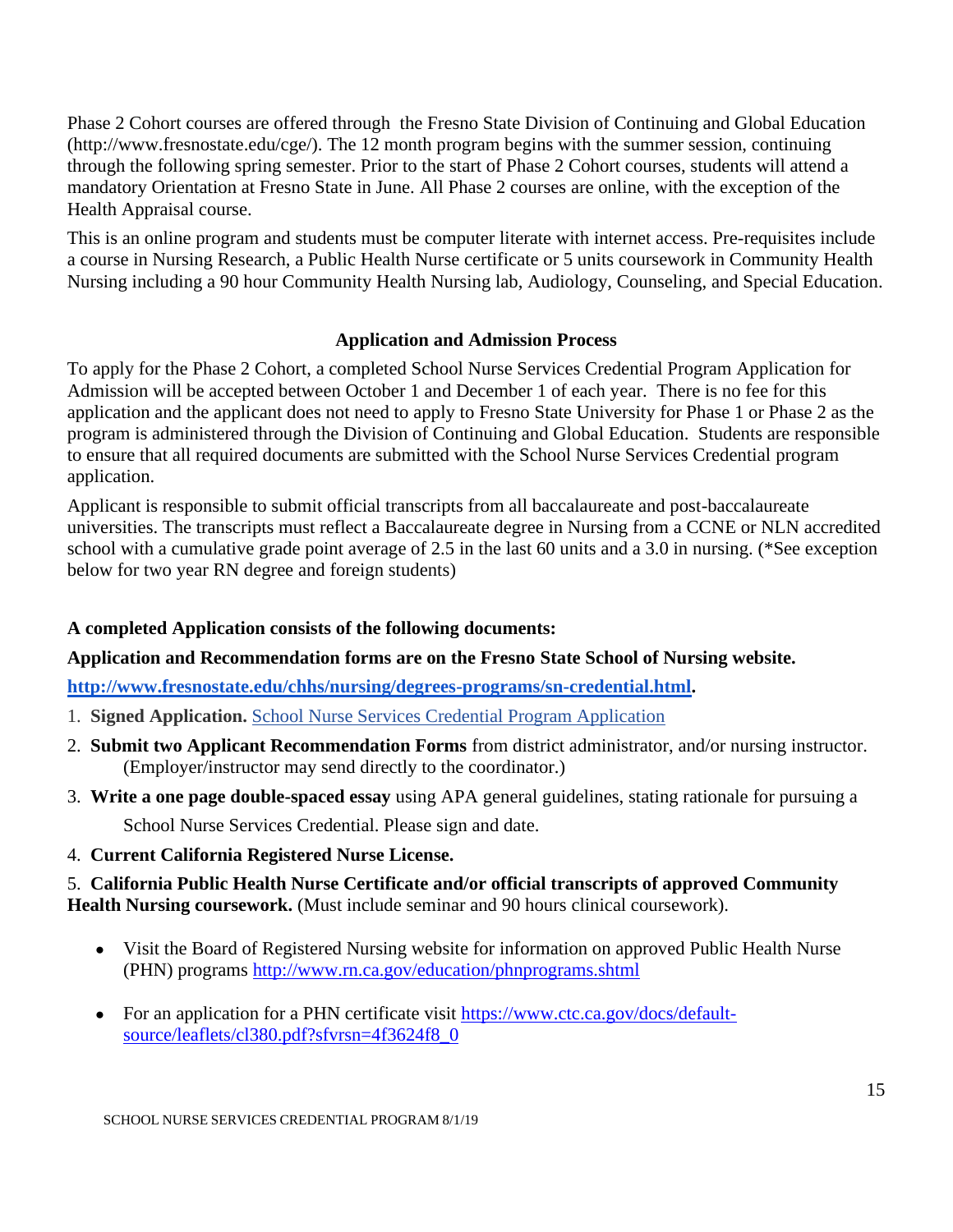Phase 2 Cohort courses are offered through the Fresno State Division of Continuing and Global Education (http://www.fresnostate.edu/cge/). The 12 month program begins with the summer session, continuing through the following spring semester. Prior to the start of Phase 2 Cohort courses, students will attend a mandatory Orientation at Fresno State in June. All Phase 2 courses are online, with the exception of the Health Appraisal course.

This is an online program and students must be computer literate with internet access. Pre-requisites include a course in Nursing Research, a Public Health Nurse certificate or 5 units coursework in Community Health Nursing including a 90 hour Community Health Nursing lab, Audiology, Counseling, and Special Education.

### Application and Admission Process

To apply for the Phase 2 Cohort, a completed School Nurse Services Credential Program Application for Admission will be accepted between October 1 and December 1 of each year. There is no fee for this application and the applicant does not need to apply to Fresno State University for Phase 1 or Phase 2 as the program is administered through the Division of Continuing and Global Education. Students are responsible to ensure that all required documents are submitted with the School Nurse Services Credential program application.

Applicant is responsible to submit official transcripts from all baccalaureate and post-baccalaureate universities. The transcripts must reflect a Baccalaureate degree in Nursing from a CCNE or NLN accredited school with a cumulative grade point average of 2.5 in the last 60 units and a 3.0 in nursing. (*See exception below for two year RN degree and foreign students)

**A completed Application consists of the following documents:**

**Application and Recommendation forms are on the Fresno State School of Nursing website.**

**[http://www.fresnostate.edu/chhs/nursing/degrees-programs/sn-credential.html](http://www.fresnostate.edu/chhs/nursing/degrees-programs/sn-credential.html).**

1. **Signed Application.** School Nurse Services Credential Program Application
2. **Submit two Applicant Recommendation Forms** from district administrator, and/or nursing instructor. (Employer/instructor may send directly to the coordinator.)
3. **Write a one page double-spaced essay** using APA general guidelines, stating rationale for pursuing a School Nurse Services Credential. Please sign and date.
4. **Current California Registered Nurse License.**
5. **California Public Health Nurse Certificate and/or official transcripts of approved Community Health Nursing coursework.** (Must include seminar and 90 hours clinical coursework).

- Visit the Board of Registered Nursing website for information on approved Public Health Nurse (PHN) programs http://www.rn.ca.gov/education/phnprograms.shtml
- For an application for a PHN certificate visit https://www.ctc.ca.gov/docs/default-source/leaflets/cl380.pdf?sfvrsn=4f3624f8_0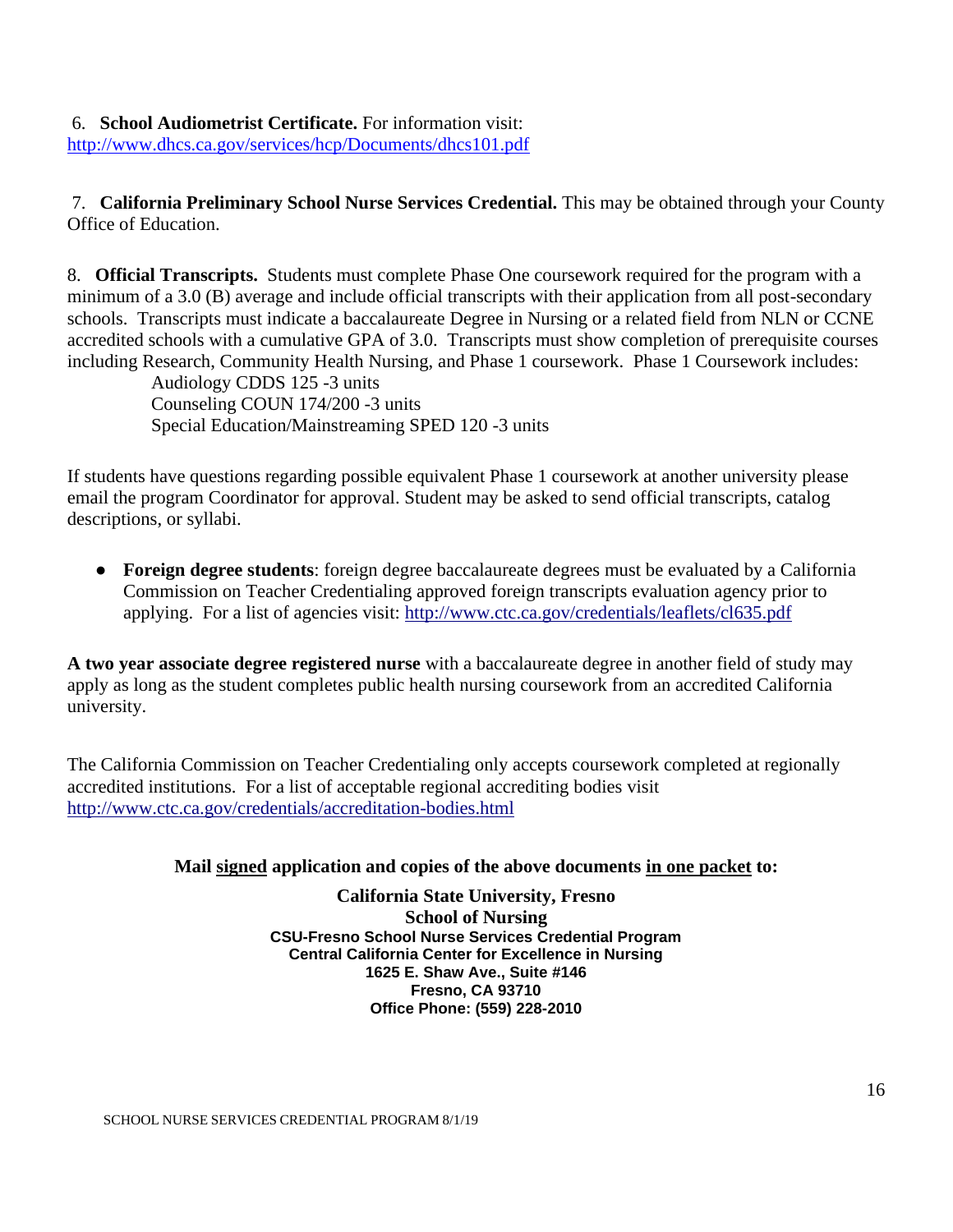6. **School Audiometrist Certificate.** For information visit: http://www.dhcs.ca.gov/services/hcp/Documents/dhcs101.pdf

7. **California Preliminary School Nurse Services Credential.** This may be obtained through your County Office of Education.

8. **Official Transcripts.** Students must complete Phase One coursework required for the program with a minimum of a 3.0 (B) average and include official transcripts with their application from all post-secondary schools. Transcripts must indicate a baccalaureate Degree in Nursing or a related field from NLN or CCNE accredited schools with a cumulative GPA of 3.0. Transcripts must show completion of prerequisite courses including Research, Community Health Nursing, and Phase 1 coursework. Phase 1 Coursework includes:

Audiology CDDS 125 -3 units
Counseling COUN 174/200 -3 units
Special Education/Mainstreaming SPED 120 -3 units

If students have questions regarding possible equivalent Phase 1 coursework at another university please email the program Coordinator for approval. Student may be asked to send official transcripts, catalog descriptions, or syllabi.

- **Foreign degree students**: foreign degree baccalaureate degrees must be evaluated by a California Commission on Teacher Credentialing approved foreign transcripts evaluation agency prior to applying. For a list of agencies visit: http://www.ctc.ca.gov/credentials/leaflets/cl635.pdf

**A two year associate degree registered nurse** with a baccalaureate degree in another field of study may apply as long as the student completes public health nursing coursework from an accredited California university.

The California Commission on Teacher Credentialing only accepts coursework completed at regionally accredited institutions. For a list of acceptable regional accrediting bodies visit http://www.ctc.ca.gov/credentials/accreditation-bodies.html

**Mail signed application and copies of the above documents in one packet to:**

**California State University, Fresno**
**School of Nursing**
**CSU-Fresno School Nurse Services Credential Program**
**Central California Center for Excellence in Nursing**
**1625 E. Shaw Ave., Suite #146**
**Fresno, CA 93710**
**Office Phone: (559) 228-2010**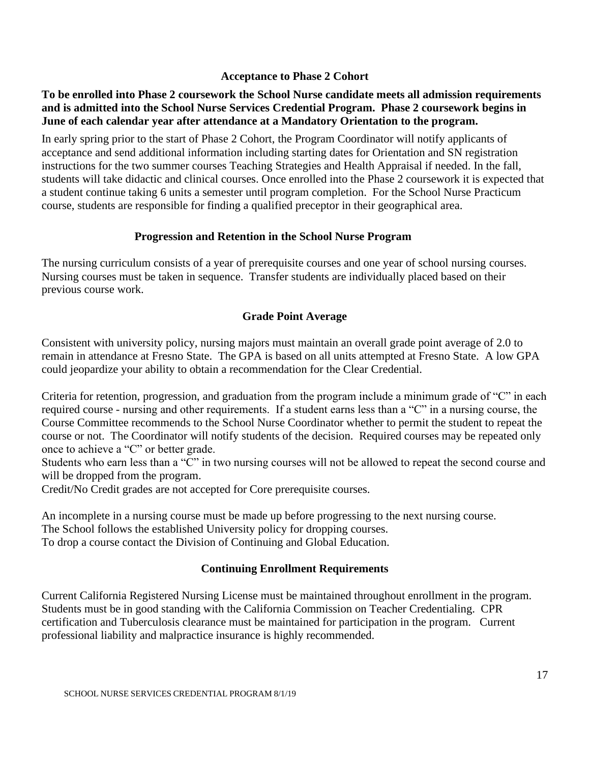## Acceptance to Phase 2 Cohort

**To be enrolled into Phase 2 coursework the School Nurse candidate meets all admission requirements and is admitted into the School Nurse Services Credential Program. Phase 2 coursework begins in June of each calendar year after attendance at a Mandatory Orientation to the program.**

In early spring prior to the start of Phase 2 Cohort, the Program Coordinator will notify applicants of acceptance and send additional information including starting dates for Orientation and SN registration instructions for the two summer courses Teaching Strategies and Health Appraisal if needed. In the fall, students will take didactic and clinical courses. Once enrolled into the Phase 2 coursework it is expected that a student continue taking 6 units a semester until program completion. For the School Nurse Practicum course, students are responsible for finding a qualified preceptor in their geographical area.

## Progression and Retention in the School Nurse Program

The nursing curriculum consists of a year of prerequisite courses and one year of school nursing courses. Nursing courses must be taken in sequence. Transfer students are individually placed based on their previous course work.

## Grade Point Average

Consistent with university policy, nursing majors must maintain an overall grade point average of 2.0 to remain in attendance at Fresno State. The GPA is based on all units attempted at Fresno State. A low GPA could jeopardize your ability to obtain a recommendation for the Clear Credential.

Criteria for retention, progression, and graduation from the program include a minimum grade of "C" in each required course - nursing and other requirements. If a student earns less than a "C" in a nursing course, the Course Committee recommends to the School Nurse Coordinator whether to permit the student to repeat the course or not. The Coordinator will notify students of the decision. Required courses may be repeated only once to achieve a "C" or better grade.

Students who earn less than a "C" in two nursing courses will not be allowed to repeat the second course and will be dropped from the program.

Credit/No Credit grades are not accepted for Core prerequisite courses.

An incomplete in a nursing course must be made up before progressing to the next nursing course.

The School follows the established University policy for dropping courses.

To drop a course contact the Division of Continuing and Global Education.

## Continuing Enrollment Requirements

Current California Registered Nursing License must be maintained throughout enrollment in the program. Students must be in good standing with the California Commission on Teacher Credentialing. CPR certification and Tuberculosis clearance must be maintained for participation in the program. Current professional liability and malpractice insurance is highly recommended.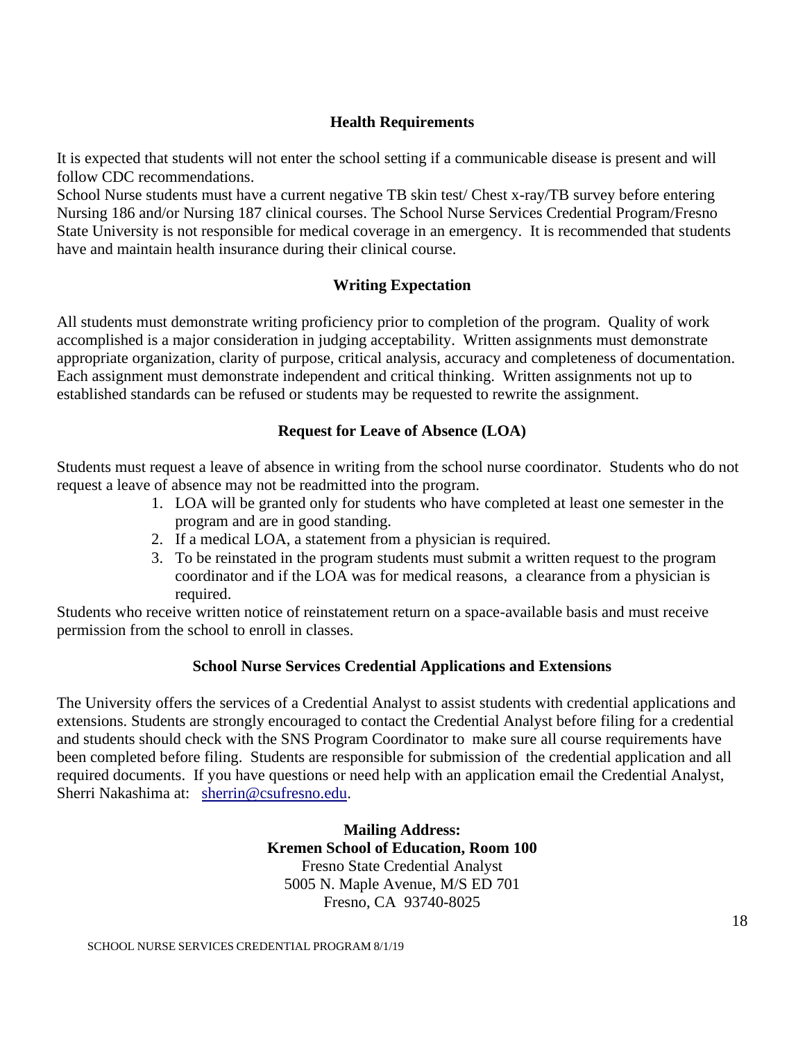## Health Requirements

It is expected that students will not enter the school setting if a communicable disease is present and will follow CDC recommendations.

School Nurse students must have a current negative TB skin test/ Chest x-ray/TB survey before entering Nursing 186 and/or Nursing 187 clinical courses. The School Nurse Services Credential Program/Fresno State University is not responsible for medical coverage in an emergency. It is recommended that students have and maintain health insurance during their clinical course.

## Writing Expectation

All students must demonstrate writing proficiency prior to completion of the program. Quality of work accomplished is a major consideration in judging acceptability. Written assignments must demonstrate appropriate organization, clarity of purpose, critical analysis, accuracy and completeness of documentation. Each assignment must demonstrate independent and critical thinking. Written assignments not up to established standards can be refused or students may be requested to rewrite the assignment.

## Request for Leave of Absence (LOA)

Students must request a leave of absence in writing from the school nurse coordinator. Students who do not request a leave of absence may not be readmitted into the program.

1. LOA will be granted only for students who have completed at least one semester in the program and are in good standing.
2. If a medical LOA, a statement from a physician is required.
3. To be reinstated in the program students must submit a written request to the program coordinator and if the LOA was for medical reasons, a clearance from a physician is required.

Students who receive written notice of reinstatement return on a space-available basis and must receive permission from the school to enroll in classes.

## School Nurse Services Credential Applications and Extensions

The University offers the services of a Credential Analyst to assist students with credential applications and extensions. Students are strongly encouraged to contact the Credential Analyst before filing for a credential and students should check with the SNS Program Coordinator to make sure all course requirements have been completed before filing. Students are responsible for submission of the credential application and all required documents. If you have questions or need help with an application email the Credential Analyst, Sherri Nakashima at: sherrin@csufresno.edu.

**Mailing Address:**
**Kremen School of Education, Room 100**
Fresno State Credential Analyst
5005 N. Maple Avenue, M/S ED 701
Fresno, CA 93740-8025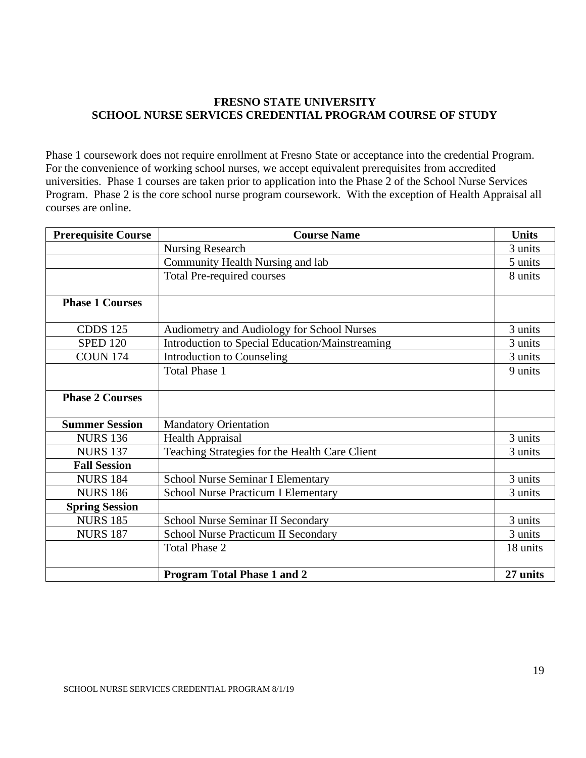## FRESNO STATE UNIVERSITY
## SCHOOL NURSE SERVICES CREDENTIAL PROGRAM COURSE OF STUDY

Phase 1 coursework does not require enrollment at Fresno State or acceptance into the credential Program. For the convenience of working school nurses, we accept equivalent prerequisites from accredited universities. Phase 1 courses are taken prior to application into the Phase 2 of the School Nurse Services Program. Phase 2 is the core school nurse program coursework. With the exception of Health Appraisal all courses are online.

| Prerequisite Course | Course Name | Units |
|---|---|---|
| | Nursing Research | 3 units |
| | Community Health Nursing and lab | 5 units |
| | Total Pre-required courses | 8 units |
| **Phase 1 Courses** | | |
| CDDS 125 | Audiometry and Audiology for School Nurses | 3 units |
| SPED 120 | Introduction to Special Education/Mainstreaming | 3 units |
| COUN 174 | Introduction to Counseling | 3 units |
| | Total Phase 1 | 9 units |
| **Phase 2 Courses** | | |
| **Summer Session** | Mandatory Orientation | |
| NURS 136 | Health Appraisal | 3 units |
| NURS 137 | Teaching Strategies for the Health Care Client | 3 units |
| **Fall Session** | | |
| NURS 184 | School Nurse Seminar I Elementary | 3 units |
| NURS 186 | School Nurse Practicum I Elementary | 3 units |
| **Spring Session** | | |
| NURS 185 | School Nurse Seminar II Secondary | 3 units |
| NURS 187 | School Nurse Practicum II Secondary | 3 units |
| | Total Phase 2 | 18 units |
| | **Program Total Phase 1 and 2** | **27 units** |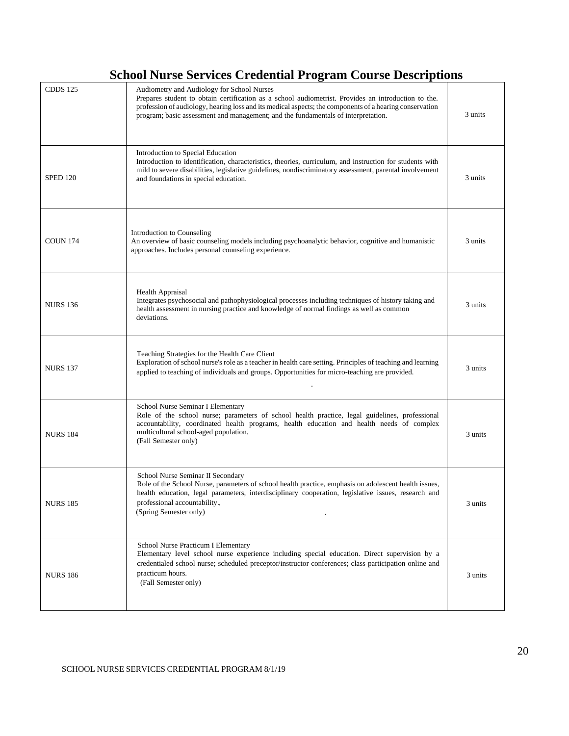# School Nurse Services Credential Program Course Descriptions

| Course | Description | Units |
|---|---|---|
| CDDS 125 | Audiometry and Audiology for School Nurses<br>Prepares student to obtain certification as a school audiometrist. Provides an introduction to the. profession of audiology, hearing loss and its medical aspects; the components of a hearing conservation program; basic assessment and management; and the fundamentals of interpretation. | 3 units |
| SPED 120 | Introduction to Special Education<br>Introduction to identification, characteristics, theories, curriculum, and instruction for students with mild to severe disabilities, legislative guidelines, nondiscriminatory assessment, parental involvement and foundations in special education. | 3 units |
| COUN 174 | Introduction to Counseling<br>An overview of basic counseling models including psychoanalytic behavior, cognitive and humanistic approaches. Includes personal counseling experience. | 3 units |
| NURS 136 | Health Appraisal<br>Integrates psychosocial and pathophysiological processes including techniques of history taking and health assessment in nursing practice and knowledge of normal findings as well as common deviations. | 3 units |
| NURS 137 | Teaching Strategies for the Health Care Client<br>Exploration of school nurse's role as a teacher in health care setting. Principles of teaching and learning applied to teaching of individuals and groups. Opportunities for micro-teaching are provided. | 3 units |
| NURS 184 | School Nurse Seminar I Elementary<br>Role of the school nurse; parameters of school health practice, legal guidelines, professional accountability, coordinated health programs, health education and health needs of complex multicultural school-aged population.<br>(Fall Semester only) | 3 units |
| NURS 185 | School Nurse Seminar II Secondary<br>Role of the School Nurse, parameters of school health practice, emphasis on adolescent health issues, health education, legal parameters, interdisciplinary cooperation, legislative issues, research and professional accountability.<br>(Spring Semester only) | 3 units |
| NURS 186 | School Nurse Practicum I Elementary<br>Elementary level school nurse experience including special education. Direct supervision by a credentialed school nurse; scheduled preceptor/instructor conferences; class participation online and practicum hours.<br>(Fall Semester only) | 3 units |

SCHOOL NURSE SERVICES CREDENTIAL PROGRAM 8/1/19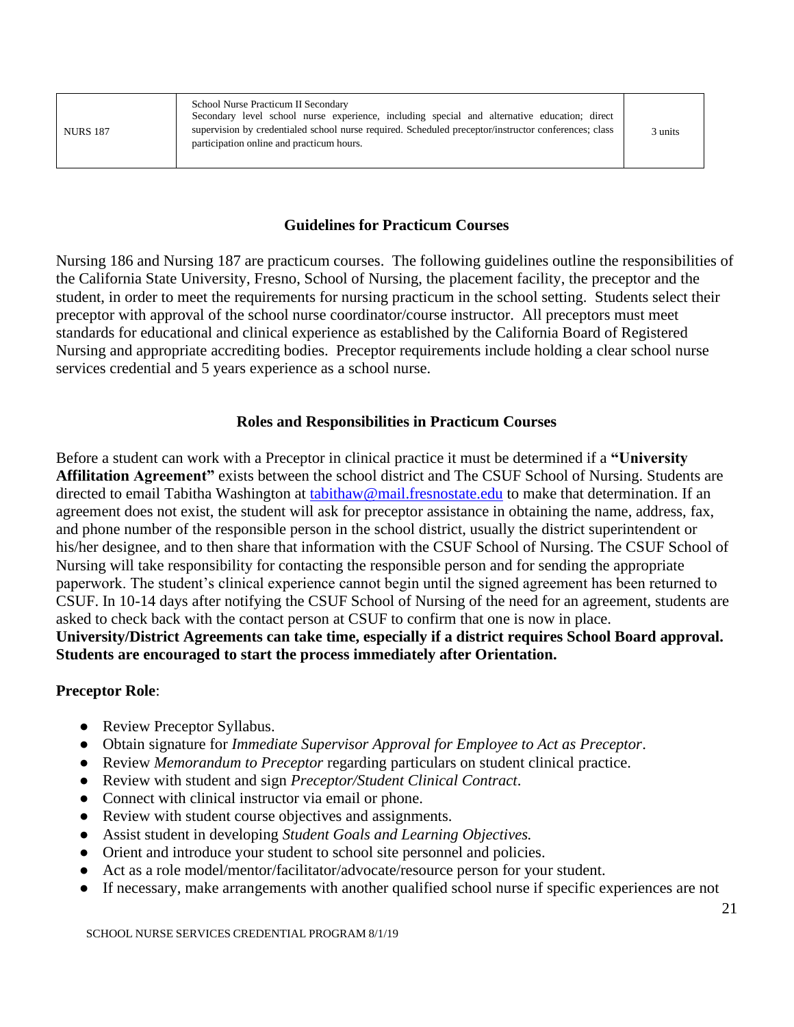| NURS 187 | School Nurse Practicum II Secondary<br>Secondary level school nurse experience, including special and alternative education; direct supervision by credentialed school nurse required. Scheduled preceptor/instructor conferences; class participation online and practicum hours. | 3 units |
|---|---|---|

### Guidelines for Practicum Courses

Nursing 186 and Nursing 187 are practicum courses. The following guidelines outline the responsibilities of the California State University, Fresno, School of Nursing, the placement facility, the preceptor and the student, in order to meet the requirements for nursing practicum in the school setting. Students select their preceptor with approval of the school nurse coordinator/course instructor. All preceptors must meet standards for educational and clinical experience as established by the California Board of Registered Nursing and appropriate accrediting bodies. Preceptor requirements include holding a clear school nurse services credential and 5 years experience as a school nurse.

### Roles and Responsibilities in Practicum Courses

Before a student can work with a Preceptor in clinical practice it must be determined if a **"University Affilitation Agreement"** exists between the school district and The CSUF School of Nursing. Students are directed to email Tabitha Washington at tabithaw@mail.fresnostate.edu to make that determination. If an agreement does not exist, the student will ask for preceptor assistance in obtaining the name, address, fax, and phone number of the responsible person in the school district, usually the district superintendent or his/her designee, and to then share that information with the CSUF School of Nursing. The CSUF School of Nursing will take responsibility for contacting the responsible person and for sending the appropriate paperwork. The student's clinical experience cannot begin until the signed agreement has been returned to CSUF. In 10-14 days after notifying the CSUF School of Nursing of the need for an agreement, students are asked to check back with the contact person at CSUF to confirm that one is now in place.
**University/District Agreements can take time, especially if a district requires School Board approval. Students are encouraged to start the process immediately after Orientation.**

**Preceptor Role**:

- Review Preceptor Syllabus.
- Obtain signature for *Immediate Supervisor Approval for Employee to Act as Preceptor*.
- Review *Memorandum to Preceptor* regarding particulars on student clinical practice.
- Review with student and sign *Preceptor/Student Clinical Contract*.
- Connect with clinical instructor via email or phone.
- Review with student course objectives and assignments.
- Assist student in developing *Student Goals and Learning Objectives.*
- Orient and introduce your student to school site personnel and policies.
- Act as a role model/mentor/facilitator/advocate/resource person for your student.
- If necessary, make arrangements with another qualified school nurse if specific experiences are not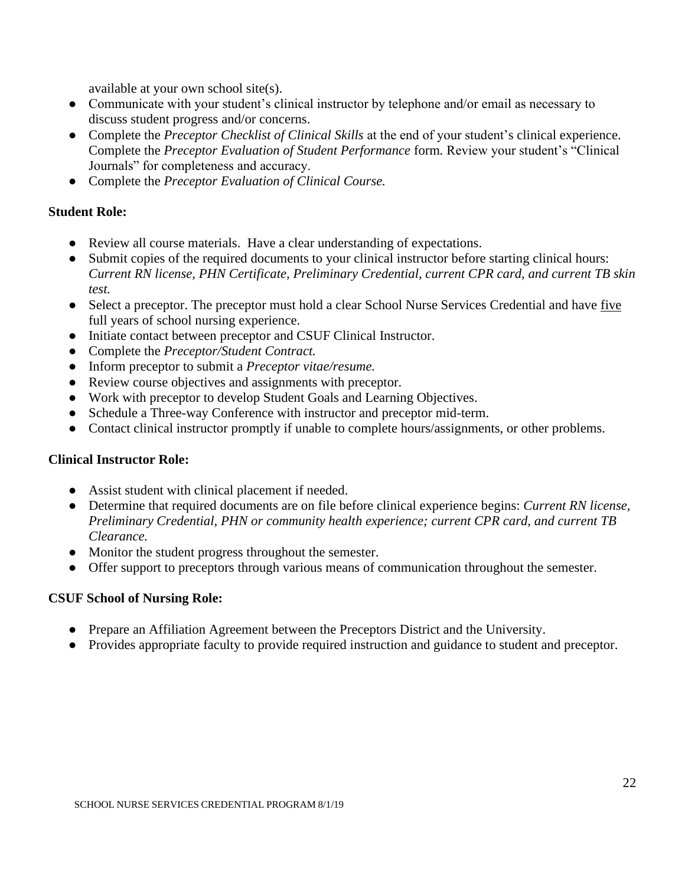available at your own school site(s).

- Communicate with your student's clinical instructor by telephone and/or email as necessary to discuss student progress and/or concerns.
- Complete the *Preceptor Checklist of Clinical Skills* at the end of your student's clinical experience. Complete the *Preceptor Evaluation of Student Performance* form. Review your student's "Clinical Journals" for completeness and accuracy.
- Complete the *Preceptor Evaluation of Clinical Course.*

**Student Role:**

- Review all course materials. Have a clear understanding of expectations.
- Submit copies of the required documents to your clinical instructor before starting clinical hours: *Current RN license, PHN Certificate, Preliminary Credential, current CPR card, and current TB skin test.*
- Select a preceptor. The preceptor must hold a clear School Nurse Services Credential and have <u>five</u> full years of school nursing experience.
- Initiate contact between preceptor and CSUF Clinical Instructor.
- Complete the *Preceptor/Student Contract.*
- Inform preceptor to submit a *Preceptor vitae/resume.*
- Review course objectives and assignments with preceptor.
- Work with preceptor to develop Student Goals and Learning Objectives.
- Schedule a Three-way Conference with instructor and preceptor mid-term.
- Contact clinical instructor promptly if unable to complete hours/assignments, or other problems.

**Clinical Instructor Role:**

- Assist student with clinical placement if needed.
- Determine that required documents are on file before clinical experience begins: *Current RN license, Preliminary Credential, PHN or community health experience; current CPR card, and current TB Clearance.*
- Monitor the student progress throughout the semester.
- Offer support to preceptors through various means of communication throughout the semester.

**CSUF School of Nursing Role:**

- Prepare an Affiliation Agreement between the Preceptors District and the University.
- Provides appropriate faculty to provide required instruction and guidance to student and preceptor.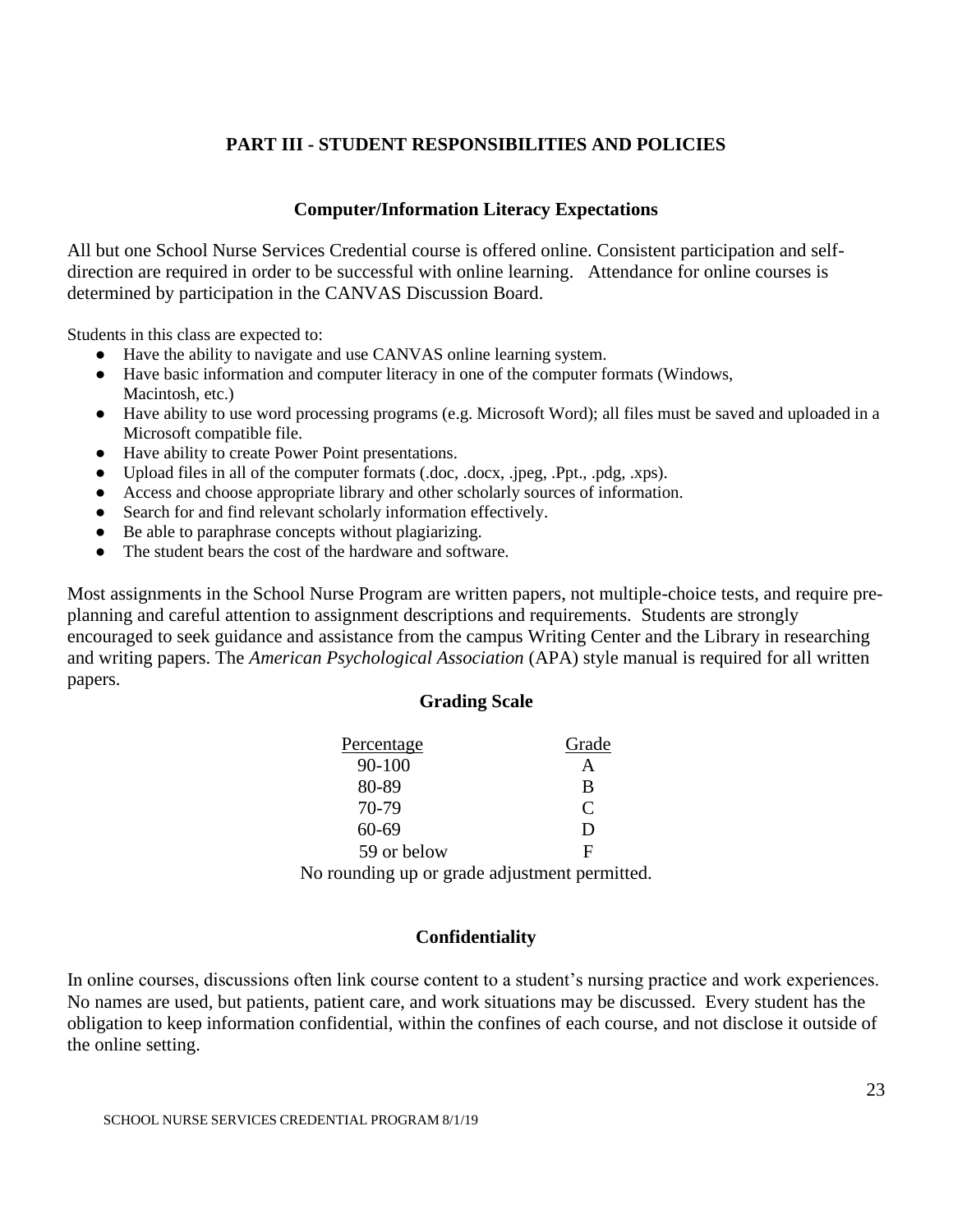## PART III - STUDENT RESPONSIBILITIES AND POLICIES

### Computer/Information Literacy Expectations

All but one School Nurse Services Credential course is offered online. Consistent participation and self-direction are required in order to be successful with online learning. Attendance for online courses is determined by participation in the CANVAS Discussion Board.

Students in this class are expected to:

- Have the ability to navigate and use CANVAS online learning system.
- Have basic information and computer literacy in one of the computer formats (Windows, Macintosh, etc.)
- Have ability to use word processing programs (e.g. Microsoft Word); all files must be saved and uploaded in a Microsoft compatible file.
- Have ability to create Power Point presentations.
- Upload files in all of the computer formats (.doc, .docx, .jpeg, .Ppt., .pdg, .xps).
- Access and choose appropriate library and other scholarly sources of information.
- Search for and find relevant scholarly information effectively.
- Be able to paraphrase concepts without plagiarizing.
- The student bears the cost of the hardware and software.

Most assignments in the School Nurse Program are written papers, not multiple-choice tests, and require pre-planning and careful attention to assignment descriptions and requirements. Students are strongly encouraged to seek guidance and assistance from the campus Writing Center and the Library in researching and writing papers. The *American Psychological Association* (APA) style manual is required for all written papers.

### Grading Scale

| Percentage | Grade |
|---|---|
| 90-100 | A |
| 80-89 | B |
| 70-79 | C |
| 60-69 | D |
| 59 or below | F |

No rounding up or grade adjustment permitted.

### Confidentiality

In online courses, discussions often link course content to a student's nursing practice and work experiences. No names are used, but patients, patient care, and work situations may be discussed. Every student has the obligation to keep information confidential, within the confines of each course, and not disclose it outside of the online setting.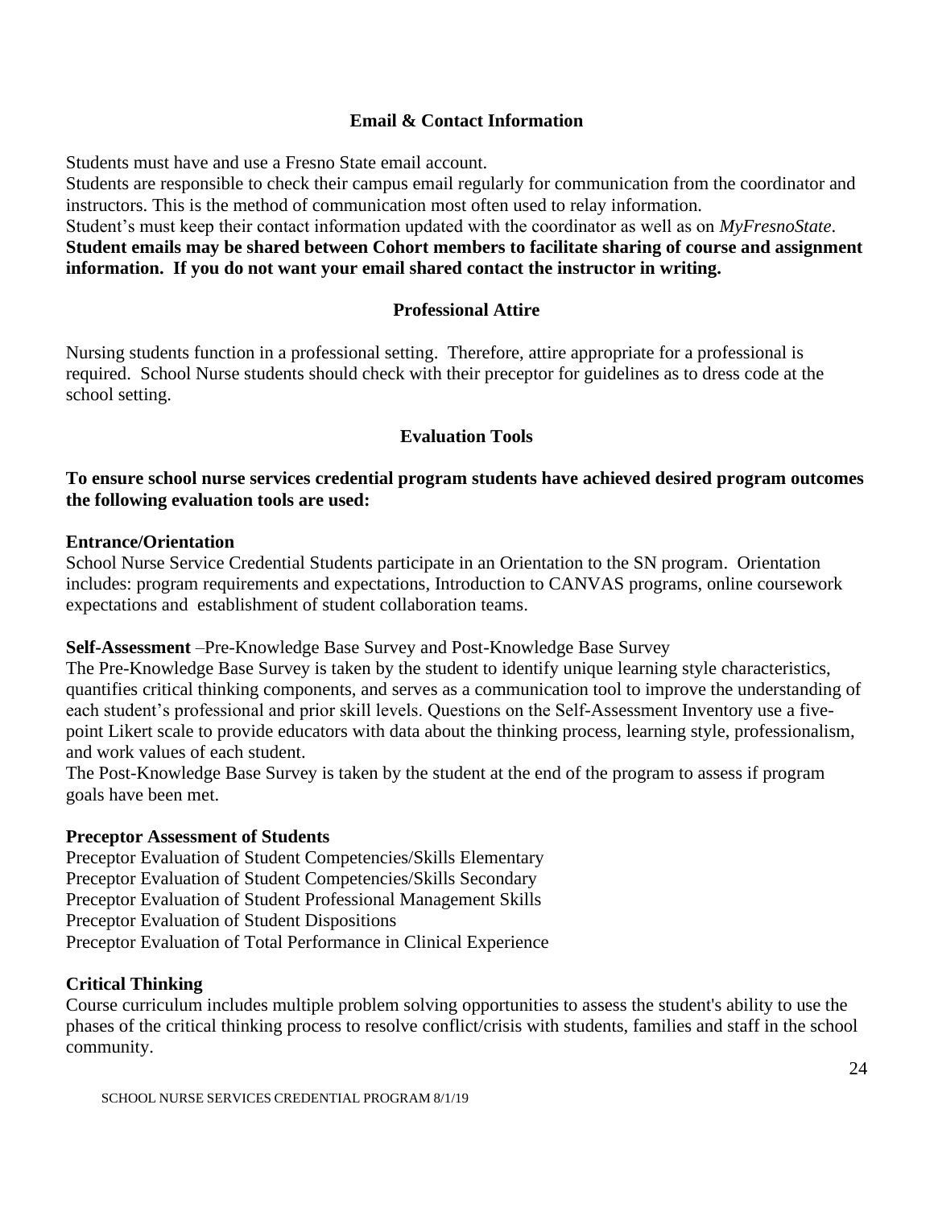## Email & Contact Information

Students must have and use a Fresno State email account.
Students are responsible to check their campus email regularly for communication from the coordinator and instructors. This is the method of communication most often used to relay information.
Student's must keep their contact information updated with the coordinator as well as on *MyFresnoState*.
**Student emails may be shared between Cohort members to facilitate sharing of course and assignment information. If you do not want your email shared contact the instructor in writing.**

## Professional Attire

Nursing students function in a professional setting. Therefore, attire appropriate for a professional is required. School Nurse students should check with their preceptor for guidelines as to dress code at the school setting.

## Evaluation Tools

**To ensure school nurse services credential program students have achieved desired program outcomes the following evaluation tools are used:**

**Entrance/Orientation**
School Nurse Service Credential Students participate in an Orientation to the SN program. Orientation includes: program requirements and expectations, Introduction to CANVAS programs, online coursework expectations and establishment of student collaboration teams.

**Self-Assessment** –Pre-Knowledge Base Survey and Post-Knowledge Base Survey
The Pre-Knowledge Base Survey is taken by the student to identify unique learning style characteristics, quantifies critical thinking components, and serves as a communication tool to improve the understanding of each student's professional and prior skill levels. Questions on the Self-Assessment Inventory use a five-point Likert scale to provide educators with data about the thinking process, learning style, professionalism, and work values of each student.
The Post-Knowledge Base Survey is taken by the student at the end of the program to assess if program goals have been met.

**Preceptor Assessment of Students**
Preceptor Evaluation of Student Competencies/Skills Elementary
Preceptor Evaluation of Student Competencies/Skills Secondary
Preceptor Evaluation of Student Professional Management Skills
Preceptor Evaluation of Student Dispositions
Preceptor Evaluation of Total Performance in Clinical Experience

**Critical Thinking**
Course curriculum includes multiple problem solving opportunities to assess the student's ability to use the phases of the critical thinking process to resolve conflict/crisis with students, families and staff in the school community.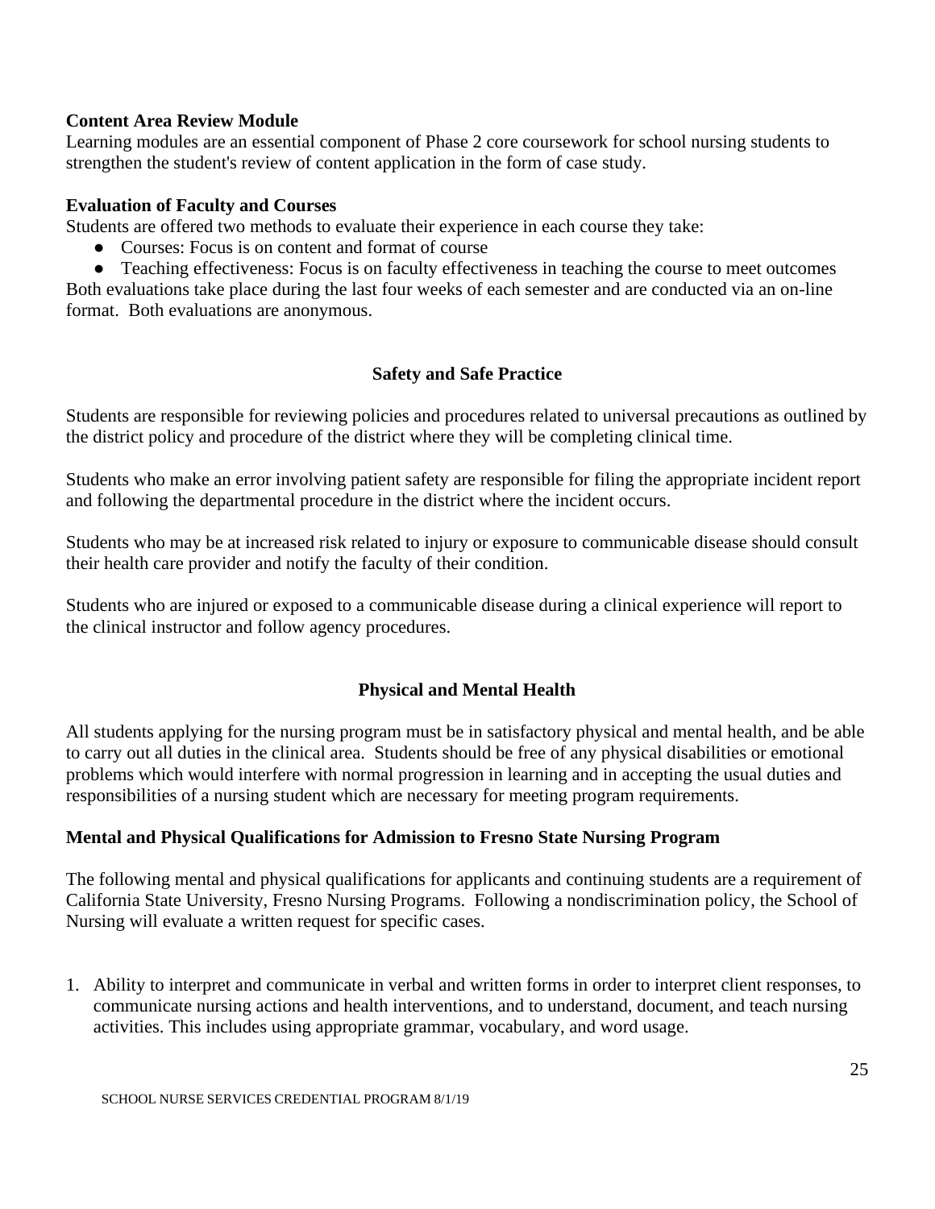**Content Area Review Module**
Learning modules are an essential component of Phase 2 core coursework for school nursing students to strengthen the student's review of content application in the form of case study.

**Evaluation of Faculty and Courses**
Students are offered two methods to evaluate their experience in each course they take:

- Courses: Focus is on content and format of course
- Teaching effectiveness: Focus is on faculty effectiveness in teaching the course to meet outcomes

Both evaluations take place during the last four weeks of each semester and are conducted via an on-line format. Both evaluations are anonymous.

## Safety and Safe Practice

Students are responsible for reviewing policies and procedures related to universal precautions as outlined by the district policy and procedure of the district where they will be completing clinical time.

Students who make an error involving patient safety are responsible for filing the appropriate incident report and following the departmental procedure in the district where the incident occurs.

Students who may be at increased risk related to injury or exposure to communicable disease should consult their health care provider and notify the faculty of their condition.

Students who are injured or exposed to a communicable disease during a clinical experience will report to the clinical instructor and follow agency procedures.

## Physical and Mental Health

All students applying for the nursing program must be in satisfactory physical and mental health, and be able to carry out all duties in the clinical area. Students should be free of any physical disabilities or emotional problems which would interfere with normal progression in learning and in accepting the usual duties and responsibilities of a nursing student which are necessary for meeting program requirements.

**Mental and Physical Qualifications for Admission to Fresno State Nursing Program**

The following mental and physical qualifications for applicants and continuing students are a requirement of California State University, Fresno Nursing Programs. Following a nondiscrimination policy, the School of Nursing will evaluate a written request for specific cases.

1. Ability to interpret and communicate in verbal and written forms in order to interpret client responses, to communicate nursing actions and health interventions, and to understand, document, and teach nursing activities. This includes using appropriate grammar, vocabulary, and word usage.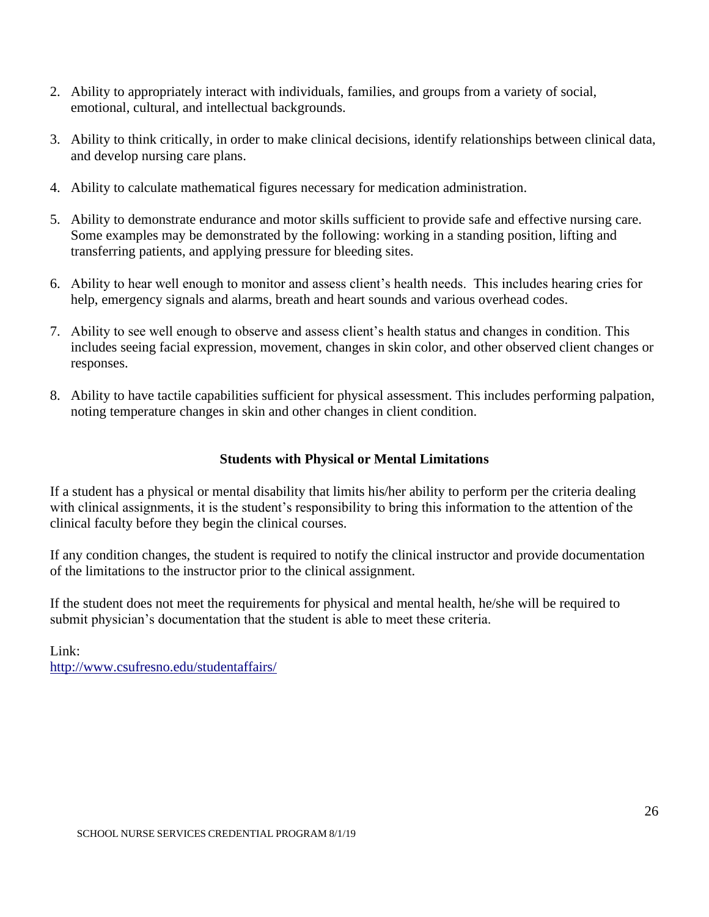2. Ability to appropriately interact with individuals, families, and groups from a variety of social, emotional, cultural, and intellectual backgrounds.

3. Ability to think critically, in order to make clinical decisions, identify relationships between clinical data, and develop nursing care plans.

4. Ability to calculate mathematical figures necessary for medication administration.

5. Ability to demonstrate endurance and motor skills sufficient to provide safe and effective nursing care. Some examples may be demonstrated by the following: working in a standing position, lifting and transferring patients, and applying pressure for bleeding sites.

6. Ability to hear well enough to monitor and assess client's health needs. This includes hearing cries for help, emergency signals and alarms, breath and heart sounds and various overhead codes.

7. Ability to see well enough to observe and assess client's health status and changes in condition. This includes seeing facial expression, movement, changes in skin color, and other observed client changes or responses.

8. Ability to have tactile capabilities sufficient for physical assessment. This includes performing palpation, noting temperature changes in skin and other changes in client condition.

## Students with Physical or Mental Limitations

If a student has a physical or mental disability that limits his/her ability to perform per the criteria dealing with clinical assignments, it is the student's responsibility to bring this information to the attention of the clinical faculty before they begin the clinical courses.

If any condition changes, the student is required to notify the clinical instructor and provide documentation of the limitations to the instructor prior to the clinical assignment.

If the student does not meet the requirements for physical and mental health, he/she will be required to submit physician's documentation that the student is able to meet these criteria.

Link:
http://www.csufresno.edu/studentaffairs/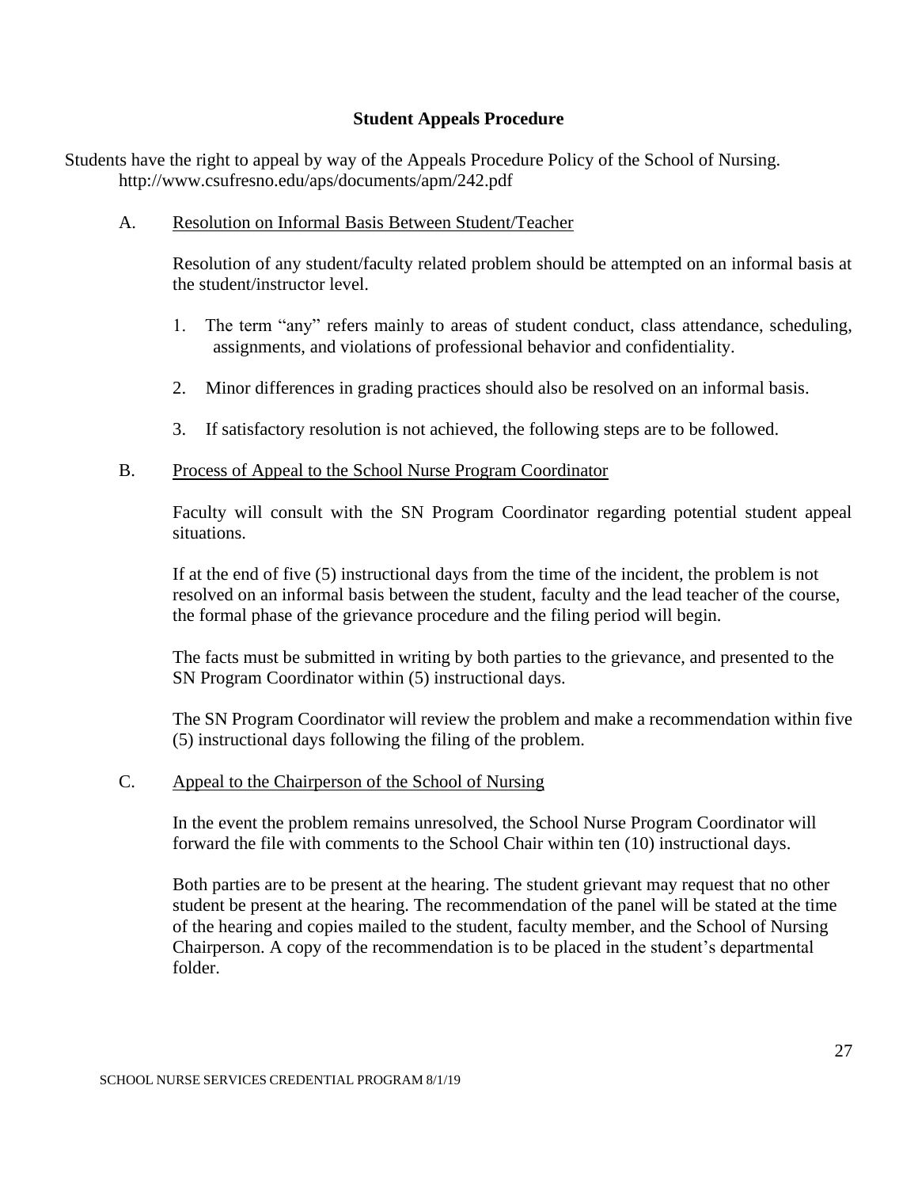## Student Appeals Procedure

Students have the right to appeal by way of the Appeals Procedure Policy of the School of Nursing. http://www.csufresno.edu/aps/documents/apm/242.pdf

A. Resolution on Informal Basis Between Student/Teacher

Resolution of any student/faculty related problem should be attempted on an informal basis at the student/instructor level.

1. The term "any" refers mainly to areas of student conduct, class attendance, scheduling, assignments, and violations of professional behavior and confidentiality.
2. Minor differences in grading practices should also be resolved on an informal basis.
3. If satisfactory resolution is not achieved, the following steps are to be followed.

B. Process of Appeal to the School Nurse Program Coordinator

Faculty will consult with the SN Program Coordinator regarding potential student appeal situations.

If at the end of five (5) instructional days from the time of the incident, the problem is not resolved on an informal basis between the student, faculty and the lead teacher of the course, the formal phase of the grievance procedure and the filing period will begin.

The facts must be submitted in writing by both parties to the grievance, and presented to the SN Program Coordinator within (5) instructional days.

The SN Program Coordinator will review the problem and make a recommendation within five (5) instructional days following the filing of the problem.

C. Appeal to the Chairperson of the School of Nursing

In the event the problem remains unresolved, the School Nurse Program Coordinator will forward the file with comments to the School Chair within ten (10) instructional days.

Both parties are to be present at the hearing. The student grievant may request that no other student be present at the hearing. The recommendation of the panel will be stated at the time of the hearing and copies mailed to the student, faculty member, and the School of Nursing Chairperson. A copy of the recommendation is to be placed in the student's departmental folder.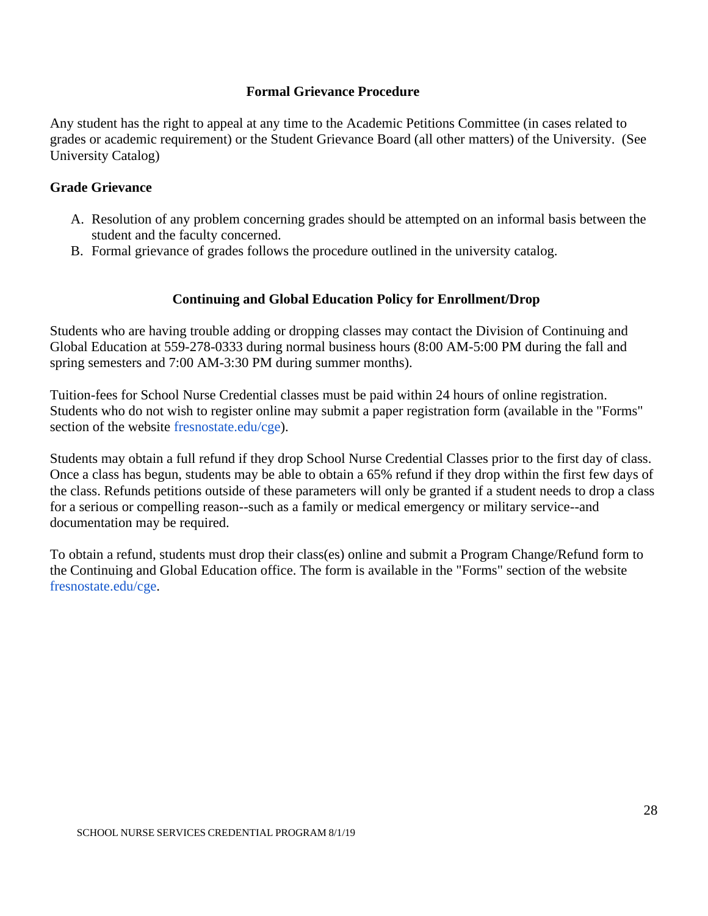## Formal Grievance Procedure

Any student has the right to appeal at any time to the Academic Petitions Committee (in cases related to grades or academic requirement) or the Student Grievance Board (all other matters) of the University. (See University Catalog)

### Grade Grievance

A. Resolution of any problem concerning grades should be attempted on an informal basis between the student and the faculty concerned.
B. Formal grievance of grades follows the procedure outlined in the university catalog.

## Continuing and Global Education Policy for Enrollment/Drop

Students who are having trouble adding or dropping classes may contact the Division of Continuing and Global Education at 559-278-0333 during normal business hours (8:00 AM-5:00 PM during the fall and spring semesters and 7:00 AM-3:30 PM during summer months).

Tuition-fees for School Nurse Credential classes must be paid within 24 hours of online registration. Students who do not wish to register online may submit a paper registration form (available in the "Forms" section of the website fresnostate.edu/cge).

Students may obtain a full refund if they drop School Nurse Credential Classes prior to the first day of class. Once a class has begun, students may be able to obtain a 65% refund if they drop within the first few days of the class. Refunds petitions outside of these parameters will only be granted if a student needs to drop a class for a serious or compelling reason--such as a family or medical emergency or military service--and documentation may be required.

To obtain a refund, students must drop their class(es) online and submit a Program Change/Refund form to the Continuing and Global Education office. The form is available in the "Forms" section of the website fresnostate.edu/cge.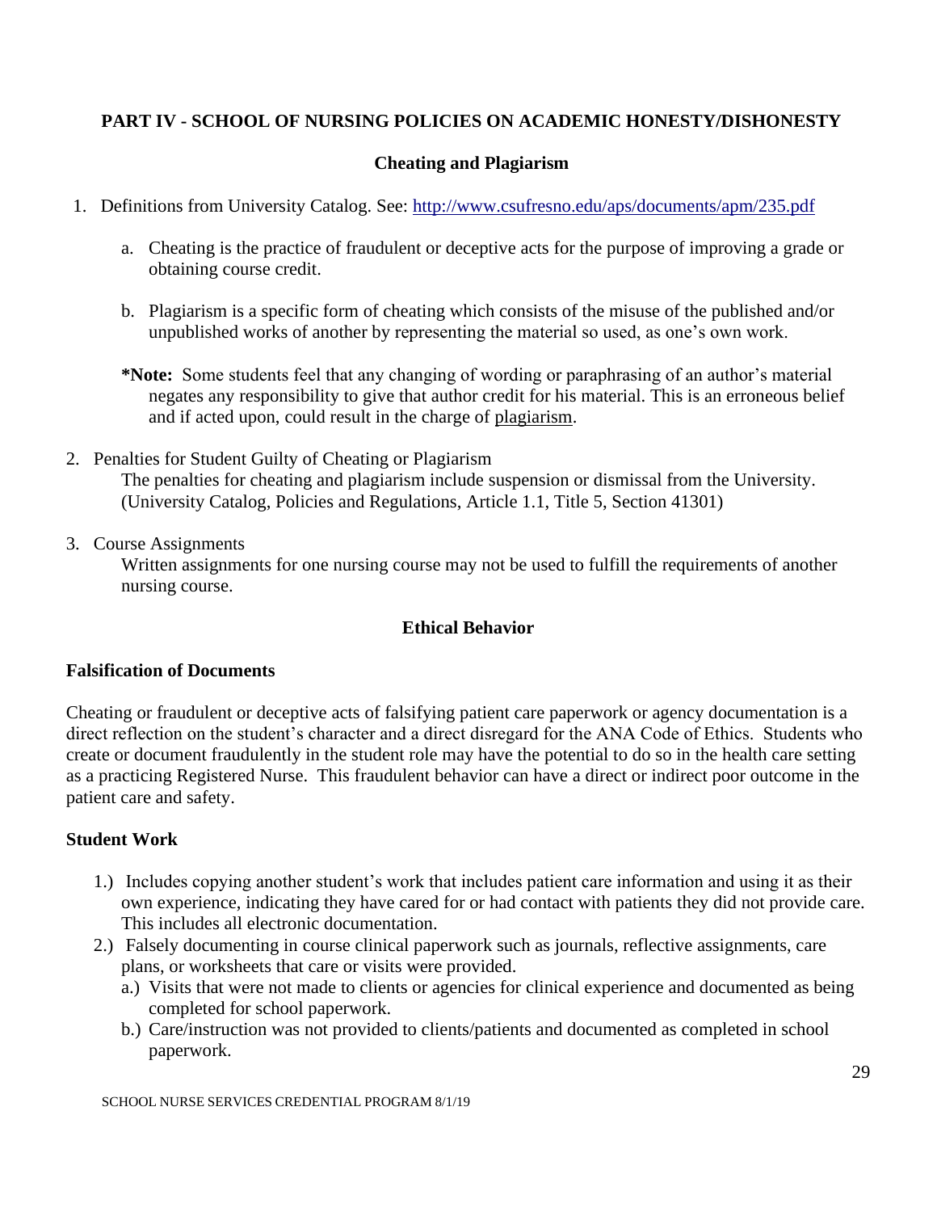## PART IV - SCHOOL OF NURSING POLICIES ON ACADEMIC HONESTY/DISHONESTY

### Cheating and Plagiarism

1. Definitions from University Catalog. See: http://www.csufresno.edu/aps/documents/apm/235.pdf

   a. Cheating is the practice of fraudulent or deceptive acts for the purpose of improving a grade or obtaining course credit.

   b. Plagiarism is a specific form of cheating which consists of the misuse of the published and/or unpublished works of another by representing the material so used, as one's own work.

   ***Note:** Some students feel that any changing of wording or paraphrasing of an author's material negates any responsibility to give that author credit for his material. This is an erroneous belief and if acted upon, could result in the charge of <u>plagiarism</u>.

2. Penalties for Student Guilty of Cheating or Plagiarism
   The penalties for cheating and plagiarism include suspension or dismissal from the University. (University Catalog, Policies and Regulations, Article 1.1, Title 5, Section 41301)

3. Course Assignments
   Written assignments for one nursing course may not be used to fulfill the requirements of another nursing course.

### Ethical Behavior

**Falsification of Documents**

Cheating or fraudulent or deceptive acts of falsifying patient care paperwork or agency documentation is a direct reflection on the student's character and a direct disregard for the ANA Code of Ethics. Students who create or document fraudulently in the student role may have the potential to do so in the health care setting as a practicing Registered Nurse. This fraudulent behavior can have a direct or indirect poor outcome in the patient care and safety.

**Student Work**

1.) Includes copying another student's work that includes patient care information and using it as their own experience, indicating they have cared for or had contact with patients they did not provide care. This includes all electronic documentation.

2.) Falsely documenting in course clinical paperwork such as journals, reflective assignments, care plans, or worksheets that care or visits were provided.
   - a.) Visits that were not made to clients or agencies for clinical experience and documented as being completed for school paperwork.
   - b.) Care/instruction was not provided to clients/patients and documented as completed in school paperwork.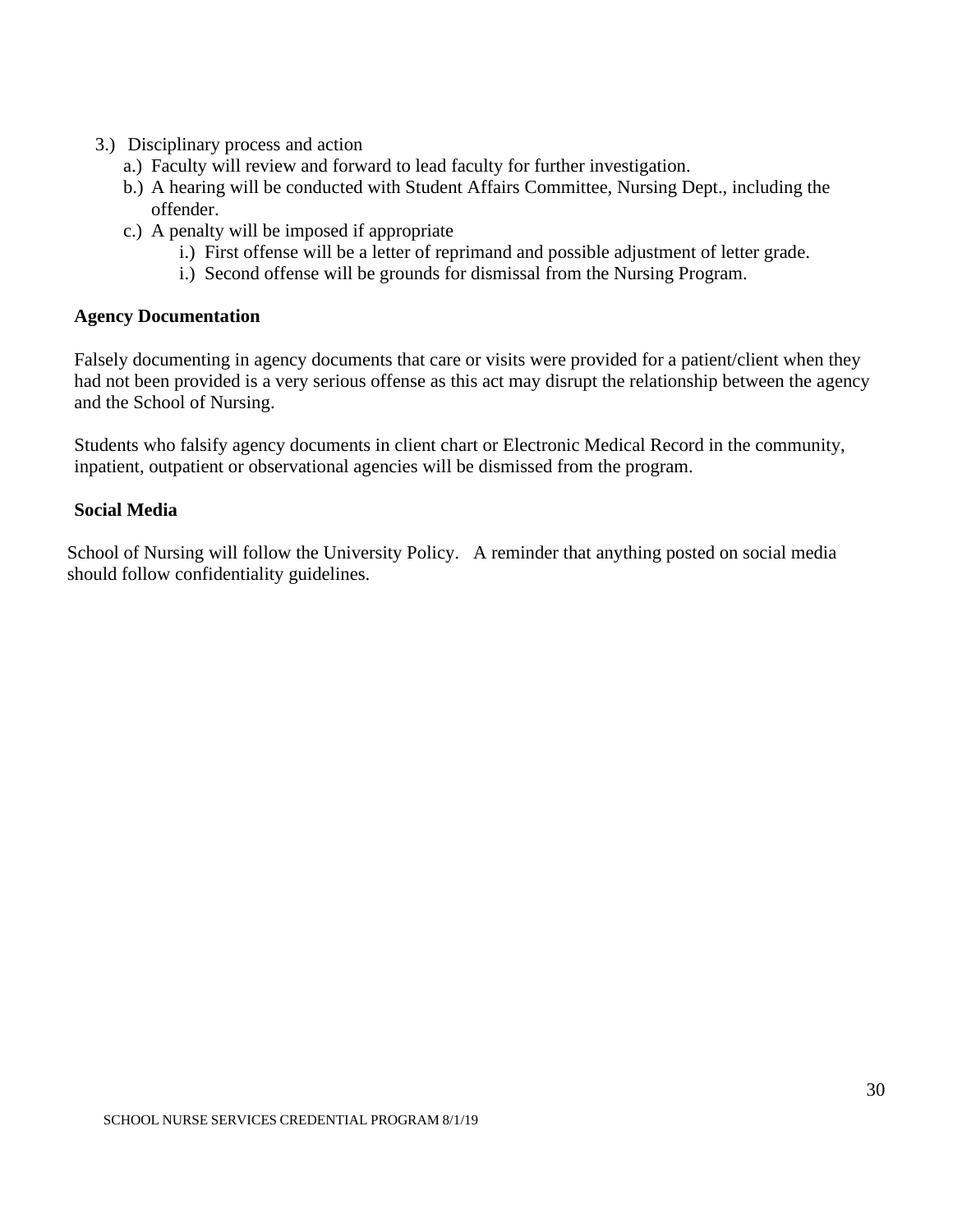3.) Disciplinary process and action
   a.) Faculty will review and forward to lead faculty for further investigation.
   b.) A hearing will be conducted with Student Affairs Committee, Nursing Dept., including the offender.
   c.) A penalty will be imposed if appropriate
      i.) First offense will be a letter of reprimand and possible adjustment of letter grade.
      i.) Second offense will be grounds for dismissal from the Nursing Program.

**Agency Documentation**

Falsely documenting in agency documents that care or visits were provided for a patient/client when they had not been provided is a very serious offense as this act may disrupt the relationship between the agency and the School of Nursing.

Students who falsify agency documents in client chart or Electronic Medical Record in the community, inpatient, outpatient or observational agencies will be dismissed from the program.

**Social Media**

School of Nursing will follow the University Policy. A reminder that anything posted on social media should follow confidentiality guidelines.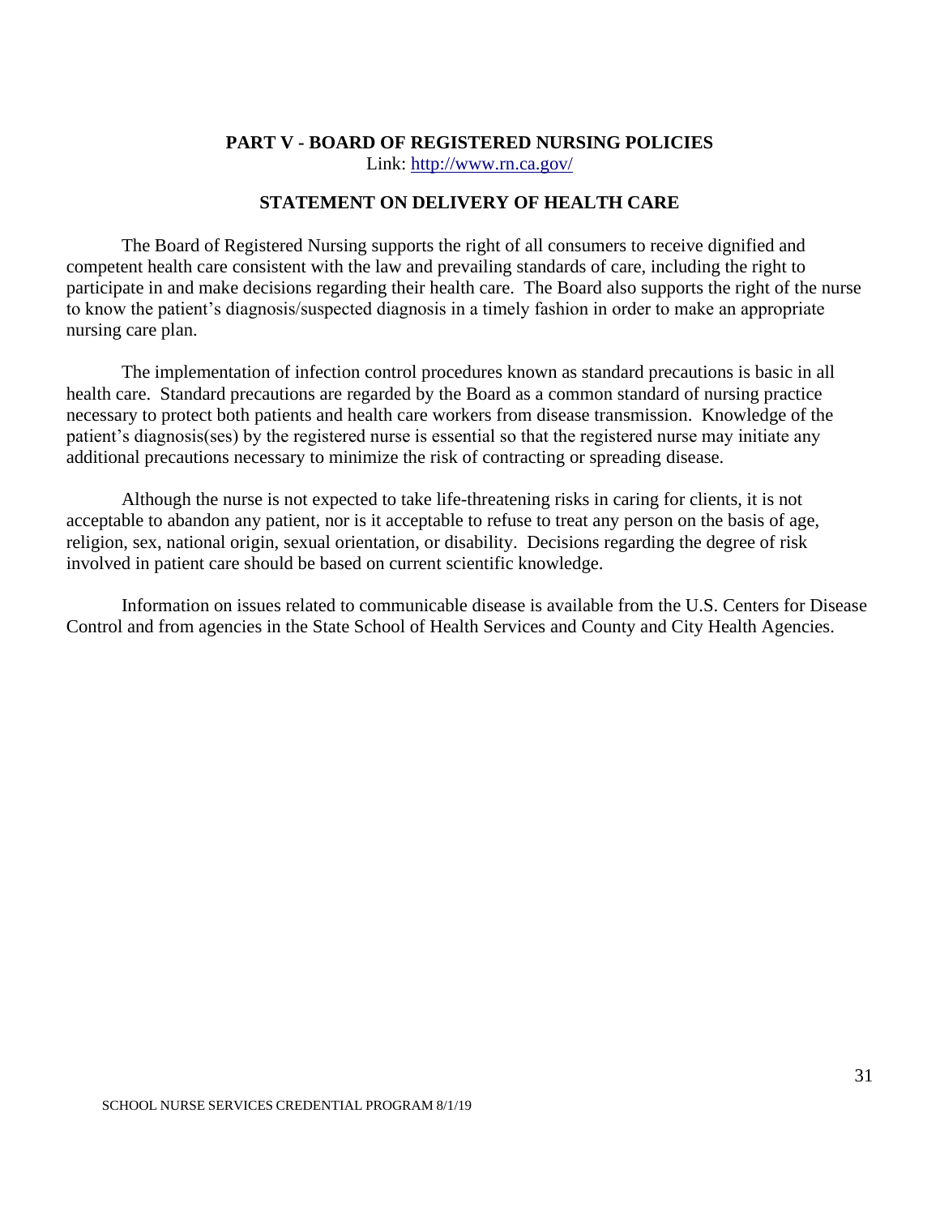## PART V - BOARD OF REGISTERED NURSING POLICIES

Link: http://www.rn.ca.gov/

### STATEMENT ON DELIVERY OF HEALTH CARE

The Board of Registered Nursing supports the right of all consumers to receive dignified and competent health care consistent with the law and prevailing standards of care, including the right to participate in and make decisions regarding their health care. The Board also supports the right of the nurse to know the patient's diagnosis/suspected diagnosis in a timely fashion in order to make an appropriate nursing care plan.

The implementation of infection control procedures known as standard precautions is basic in all health care. Standard precautions are regarded by the Board as a common standard of nursing practice necessary to protect both patients and health care workers from disease transmission. Knowledge of the patient's diagnosis(ses) by the registered nurse is essential so that the registered nurse may initiate any additional precautions necessary to minimize the risk of contracting or spreading disease.

Although the nurse is not expected to take life-threatening risks in caring for clients, it is not acceptable to abandon any patient, nor is it acceptable to refuse to treat any person on the basis of age, religion, sex, national origin, sexual orientation, or disability. Decisions regarding the degree of risk involved in patient care should be based on current scientific knowledge.

Information on issues related to communicable disease is available from the U.S. Centers for Disease Control and from agencies in the State School of Health Services and County and City Health Agencies.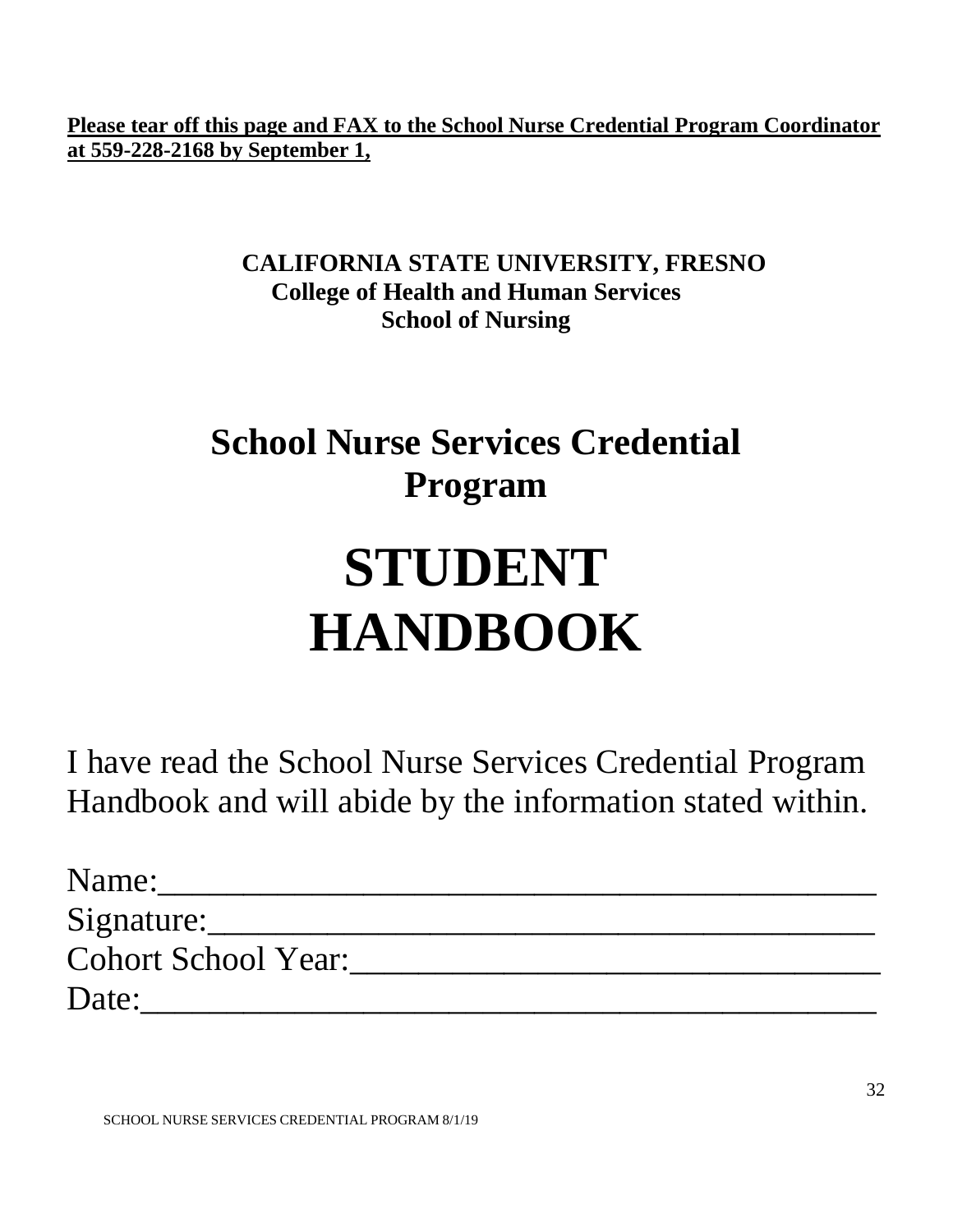**Please tear off this page and FAX to the School Nurse Credential Program Coordinator at 559-228-2168 by September 1,**

**CALIFORNIA STATE UNIVERSITY, FRESNO**
**College of Health and Human Services**
**School of Nursing**

# School Nurse Services Credential Program

# STUDENT HANDBOOK

I have read the School Nurse Services Credential Program Handbook and will abide by the information stated within.

Name:________________________________________

Signature:____________________________________

Cohort School Year:____________________________

Date:_________________________________________